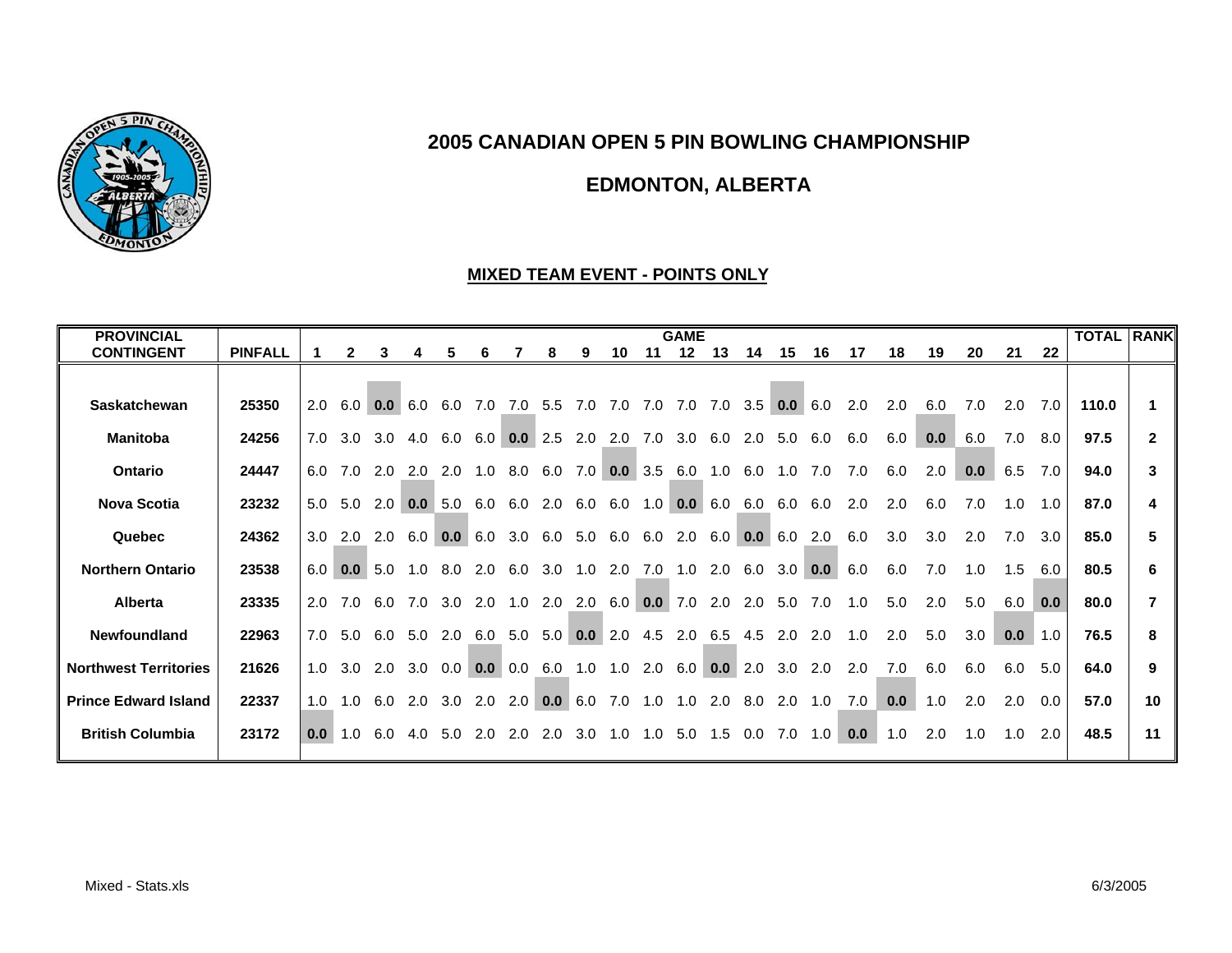# 2005 CANADIAN OPEN 5 PIN BOWLING CHAMPIONSHIP

## EDMONTON, ALBERTA

### MIXED TEAM EVENT - POINTS ONLY

| PROVINCIAL CONTINGENT | PINFALL | 1 | 2 | 3 | 4 | 5 | 6 | 7 | 8 | 9 | 10 | 11 | 12 | 13 | 14 | 15 | 16 | 17 | 18 | 19 | 20 | 21 | 22 | TOTAL | RANK |
|---|---|---|---|---|---|---|---|---|---|---|---|---|---|---|---|---|---|---|---|---|---|---|---|---|---|
| **Saskatchewan** | **25350** | 2.0 | 6.0 | **0.0** | 6.0 | 6.0 | 7.0 | 7.0 | 5.5 | 7.0 | 7.0 | 7.0 | 7.0 | 7.0 | 3.5 | **0.0** | 6.0 | 2.0 | 2.0 | 6.0 | 7.0 | 2.0 | 7.0 | **110.0** | **1** |
| **Manitoba** | **24256** | 7.0 | 3.0 | 3.0 | 4.0 | 6.0 | 6.0 | **0.0** | 2.5 | 2.0 | 2.0 | 7.0 | 3.0 | 6.0 | 2.0 | 5.0 | 6.0 | 6.0 | 6.0 | **0.0** | 6.0 | 7.0 | 8.0 | **97.5** | **2** |
| **Ontario** | **24447** | 6.0 | 7.0 | 2.0 | 2.0 | 2.0 | 1.0 | 8.0 | 6.0 | 7.0 | **0.0** | 3.5 | 6.0 | 1.0 | 6.0 | 1.0 | 7.0 | 7.0 | 6.0 | 2.0 | **0.0** | 6.5 | 7.0 | **94.0** | **3** |
| **Nova Scotia** | **23232** | 5.0 | 5.0 | 2.0 | **0.0** | 5.0 | 6.0 | 6.0 | 2.0 | 6.0 | 6.0 | 1.0 | **0.0** | 6.0 | 6.0 | 6.0 | 6.0 | 2.0 | 2.0 | 6.0 | 7.0 | 1.0 | 1.0 | **87.0** | **4** |
| **Quebec** | **24362** | 3.0 | 2.0 | 2.0 | 6.0 | **0.0** | 6.0 | 3.0 | 6.0 | 5.0 | 6.0 | 6.0 | 2.0 | 6.0 | **0.0** | 6.0 | 2.0 | 6.0 | 3.0 | 3.0 | 2.0 | 7.0 | 3.0 | **85.0** | **5** |
| **Northern Ontario** | **23538** | 6.0 | **0.0** | 5.0 | 1.0 | 8.0 | 2.0 | 6.0 | 3.0 | 1.0 | 2.0 | 7.0 | 1.0 | 2.0 | 6.0 | 3.0 | **0.0** | 6.0 | 6.0 | 7.0 | 1.0 | 1.5 | 6.0 | **80.5** | **6** |
| **Alberta** | **23335** | 2.0 | 7.0 | 6.0 | 7.0 | 3.0 | 2.0 | 1.0 | 2.0 | 2.0 | 6.0 | **0.0** | 7.0 | 2.0 | 2.0 | 5.0 | 7.0 | 1.0 | 5.0 | 2.0 | 5.0 | 6.0 | **0.0** | **80.0** | **7** |
| **Newfoundland** | **22963** | 7.0 | 5.0 | 6.0 | 5.0 | 2.0 | 6.0 | 5.0 | 5.0 | **0.0** | 2.0 | 4.5 | 2.0 | 6.5 | 4.5 | 2.0 | 2.0 | 1.0 | 2.0 | 5.0 | 3.0 | **0.0** | 1.0 | **76.5** | **8** |
| **Northwest Territories** | **21626** | 1.0 | 3.0 | 2.0 | 3.0 | 0.0 | **0.0** | 0.0 | 6.0 | 1.0 | 1.0 | 2.0 | 6.0 | **0.0** | 2.0 | 3.0 | 2.0 | 2.0 | 7.0 | 6.0 | 6.0 | 6.0 | 5.0 | **64.0** | **9** |
| **Prince Edward Island** | **22337** | 1.0 | 1.0 | 6.0 | 2.0 | 3.0 | 2.0 | 2.0 | **0.0** | 6.0 | 7.0 | 1.0 | 1.0 | 2.0 | 8.0 | 2.0 | 1.0 | 7.0 | **0.0** | 1.0 | 2.0 | 2.0 | 0.0 | **57.0** | **10** |
| **British Columbia** | **23172** | **0.0** | 1.0 | 6.0 | 4.0 | 5.0 | 2.0 | 2.0 | 2.0 | 3.0 | 1.0 | 1.0 | 5.0 | 1.5 | 0.0 | 7.0 | 1.0 | **0.0** | 1.0 | 2.0 | 1.0 | 1.0 | 2.0 | **48.5** | **11** |

Mixed - Stats.xls

6/3/2005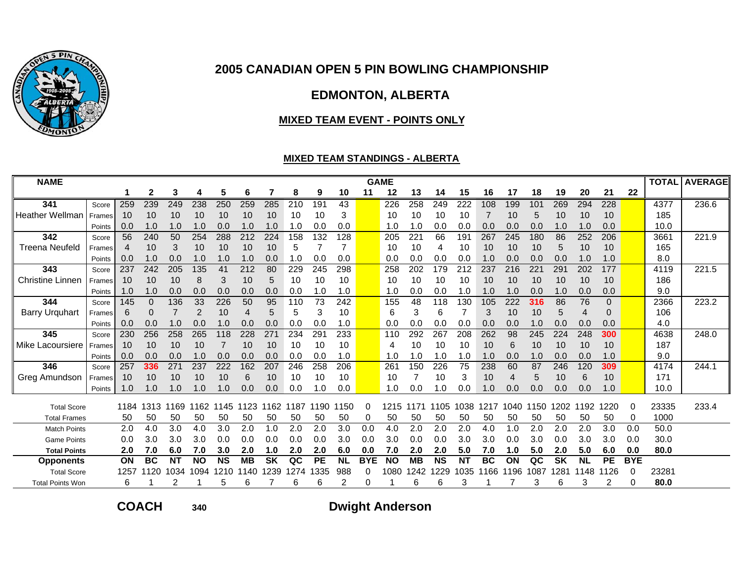# 2005 CANADIAN OPEN 5 PIN BOWLING CHAMPIONSHIP

## EDMONTON, ALBERTA

### MIXED TEAM EVENT - POINTS ONLY

#### MIXED TEAM STANDINGS - ALBERTA

| NAME | | 1 | 2 | 3 | 4 | 5 | 6 | 7 | 8 | 9 | 10 | 11 | 12 | 13 | 14 | 15 | 16 | 17 | 18 | 19 | 20 | 21 | 22 | TOTAL | AVERAGE |
|---|---|---|---|---|---|---|---|---|---|---|---|---|---|---|---|---|---|---|---|---|---|---|---|---|---|
| 341 | Score | 259 | 239 | 249 | 238 | 250 | 259 | 285 | 210 | 191 | 43 | | 226 | 258 | 249 | 222 | 108 | 199 | 101 | 269 | 294 | 228 | | 4377 | 236.6 |
| Heather Wellman | Frames | 10 | 10 | 10 | 10 | 10 | 10 | 10 | 10 | 10 | 3 | | 10 | 10 | 10 | 10 | 7 | 10 | 5 | 10 | 10 | 10 | | 185 | |
| | Points | 0.0 | 1.0 | 1.0 | 1.0 | 0.0 | 1.0 | 1.0 | 1.0 | 0.0 | 0.0 | | 1.0 | 1.0 | 0.0 | 0.0 | 0.0 | 0.0 | 0.0 | 1.0 | 1.0 | 0.0 | | 10.0 | |
| 342 | Score | 56 | 240 | 50 | 254 | 288 | 212 | 224 | 158 | 132 | 128 | | 205 | 221 | 66 | 191 | 267 | 245 | 180 | 86 | 252 | 206 | | 3661 | 221.9 |
| Treena Neufeld | Frames | 4 | 10 | 3 | 10 | 10 | 10 | 10 | 5 | 7 | 7 | | 10 | 10 | 4 | 10 | 10 | 10 | 10 | 5 | 10 | 10 | | 165 | |
| | Points | 0.0 | 1.0 | 0.0 | 1.0 | 1.0 | 1.0 | 0.0 | 1.0 | 0.0 | 0.0 | | 0.0 | 0.0 | 0.0 | 0.0 | 1.0 | 0.0 | 0.0 | 0.0 | 1.0 | 1.0 | | 8.0 | |
| 343 | Score | 237 | 242 | 205 | 135 | 41 | 212 | 80 | 229 | 245 | 298 | | 258 | 202 | 179 | 212 | 237 | 216 | 221 | 291 | 202 | 177 | | 4119 | 221.5 |
| Christine Linnen | Frames | 10 | 10 | 10 | 8 | 3 | 10 | 5 | 10 | 10 | 10 | | 10 | 10 | 10 | 10 | 10 | 10 | 10 | 10 | 10 | 10 | | 186 | |
| | Points | 1.0 | 1.0 | 0.0 | 0.0 | 0.0 | 0.0 | 0.0 | 0.0 | 1.0 | 1.0 | | 1.0 | 0.0 | 0.0 | 1.0 | 1.0 | 1.0 | 0.0 | 1.0 | 0.0 | 0.0 | | 9.0 | |
| 344 | Score | 145 | 0 | 136 | 33 | 226 | 50 | 95 | 110 | 73 | 242 | | 155 | 48 | 118 | 130 | 105 | 222 | 316 | 86 | 76 | 0 | | 2366 | 223.2 |
| Barry Urquhart | Frames | 6 | 0 | 7 | 2 | 10 | 4 | 5 | 5 | 3 | 10 | | 6 | 3 | 6 | 7 | 3 | 10 | 10 | 5 | 4 | 0 | | 106 | |
| | Points | 0.0 | 0.0 | 1.0 | 0.0 | 1.0 | 0.0 | 0.0 | 0.0 | 0.0 | 1.0 | | 0.0 | 0.0 | 0.0 | 0.0 | 0.0 | 0.0 | 1.0 | 0.0 | 0.0 | 0.0 | | 4.0 | |
| 345 | Score | 230 | 256 | 258 | 265 | 118 | 228 | 271 | 234 | 291 | 233 | | 110 | 292 | 267 | 208 | 262 | 98 | 245 | 224 | 248 | 300 | | 4638 | 248.0 |
| Mike Lacoursiere | Frames | 10 | 10 | 10 | 10 | 7 | 10 | 10 | 10 | 10 | 10 | | 4 | 10 | 10 | 10 | 10 | 6 | 10 | 10 | 10 | 10 | | 187 | |
| | Points | 0.0 | 0.0 | 0.0 | 1.0 | 0.0 | 0.0 | 0.0 | 0.0 | 0.0 | 1.0 | | 1.0 | 1.0 | 1.0 | 1.0 | 1.0 | 0.0 | 1.0 | 0.0 | 0.0 | 1.0 | | 9.0 | |
| 346 | Score | 257 | 336 | 271 | 237 | 222 | 162 | 207 | 246 | 258 | 206 | | 261 | 150 | 226 | 75 | 238 | 60 | 87 | 246 | 120 | 309 | | 4174 | 244.1 |
| Greg Amundson | Frames | 10 | 10 | 10 | 10 | 10 | 6 | 10 | 10 | 10 | 10 | | 10 | 7 | 10 | 3 | 10 | 4 | 5 | 10 | 6 | 10 | | 171 | |
| | Points | 1.0 | 1.0 | 1.0 | 1.0 | 1.0 | 0.0 | 0.0 | 0.0 | 1.0 | 0.0 | | 1.0 | 0.0 | 1.0 | 0.0 | 1.0 | 0.0 | 0.0 | 0.0 | 0.0 | 1.0 | | 10.0 | |
| Total Score | | 1184 | 1313 | 1169 | 1162 | 1145 | 1123 | 1162 | 1187 | 1190 | 1150 | 0 | 1215 | 1171 | 1105 | 1038 | 1217 | 1040 | 1150 | 1202 | 1192 | 1220 | 0 | 23335 | 233.4 |
| Total Frames | | 50 | 50 | 50 | 50 | 50 | 50 | 50 | 50 | 50 | 50 | 0 | 50 | 50 | 50 | 50 | 50 | 50 | 50 | 50 | 50 | 50 | 0 | 1000 | |
| Match Points | | 2.0 | 4.0 | 3.0 | 4.0 | 3.0 | 2.0 | 1.0 | 2.0 | 2.0 | 3.0 | 0.0 | 4.0 | 2.0 | 2.0 | 2.0 | 4.0 | 1.0 | 2.0 | 2.0 | 2.0 | 3.0 | 0.0 | 50.0 | |
| Game Points | | 0.0 | 3.0 | 3.0 | 3.0 | 0.0 | 0.0 | 0.0 | 0.0 | 0.0 | 3.0 | 0.0 | 3.0 | 0.0 | 0.0 | 3.0 | 3.0 | 0.0 | 3.0 | 0.0 | 3.0 | 3.0 | 0.0 | 30.0 | |
| **Total Points** | | **2.0** | **7.0** | **6.0** | **7.0** | **3.0** | **2.0** | **1.0** | **2.0** | **2.0** | **6.0** | **0.0** | **7.0** | **2.0** | **2.0** | **5.0** | **7.0** | **1.0** | **5.0** | **2.0** | **5.0** | **6.0** | **0.0** | **80.0** | |
| **Opponents** | | **ON** | **BC** | **NT** | **NO** | **NS** | **MB** | **SK** | **QC** | **PE** | **NL** | **BYE** | **NO** | **MB** | **NS** | **NT** | **BC** | **ON** | **QC** | **SK** | **NL** | **PE** | **BYE** | | |
| Total Score | | 1257 | 1120 | 1034 | 1094 | 1210 | 1140 | 1239 | 1274 | 1335 | 988 | 0 | 1080 | 1242 | 1229 | 1035 | 1166 | 1196 | 1087 | 1281 | 1148 | 1126 | 0 | 23281 | |
| Total Points Won | | 6 | 1 | 2 | 1 | 5 | 6 | 7 | 6 | 6 | 2 | 0 | 1 | 6 | 6 | 3 | 1 | 7 | 3 | 6 | 3 | 2 | 0 | **80.0** | |

**COACH** 340 **Dwight Anderson**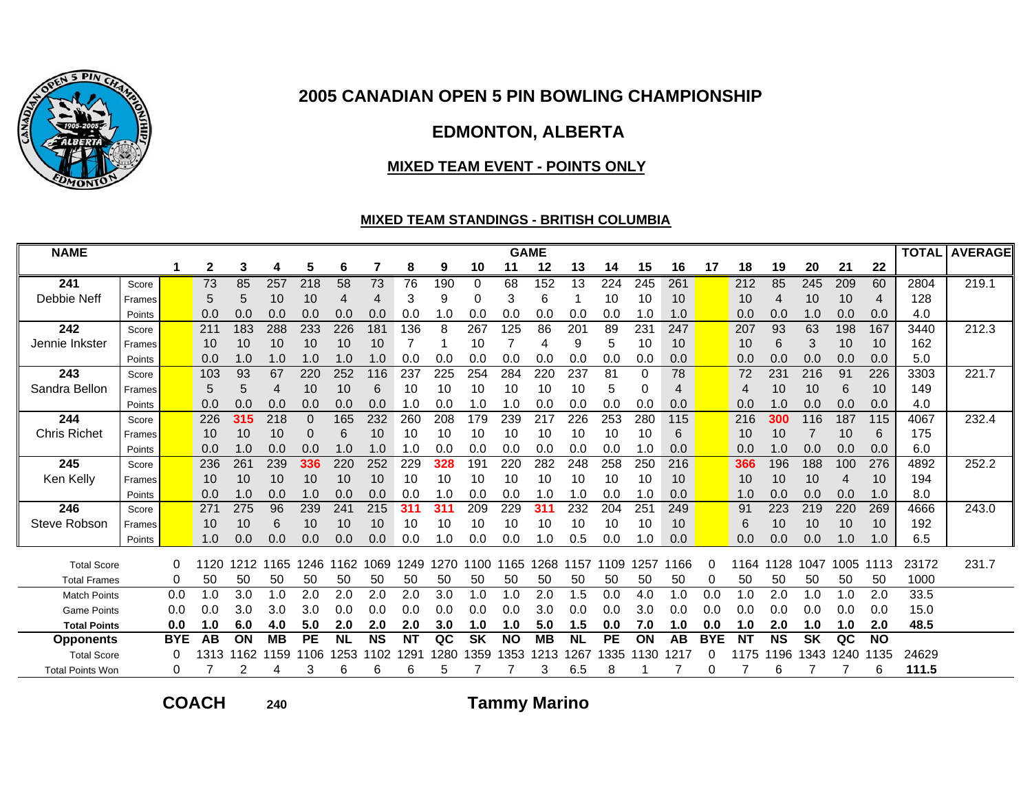# 2005 CANADIAN OPEN 5 PIN BOWLING CHAMPIONSHIP

## EDMONTON, ALBERTA

### MIXED TEAM EVENT - POINTS ONLY

### MIXED TEAM STANDINGS - BRITISH COLUMBIA

| NAME | | GAME 1 | 2 | 3 | 4 | 5 | 6 | 7 | 8 | 9 | 10 | 11 | 12 | 13 | 14 | 15 | 16 | 17 | 18 | 19 | 20 | 21 | 22 | TOTAL | AVERAGE |
|---|---|---|---|---|---|---|---|---|---|---|---|---|---|---|---|---|---|---|---|---|---|---|---|---|---|
| 241 | Score | | 73 | 85 | 257 | 218 | 58 | 73 | 76 | 190 | 0 | 68 | 152 | 13 | 224 | 245 | 261 | | 212 | 85 | 245 | 209 | 60 | 2804 | 219.1 |
| Debbie Neff | Frames | | 5 | 5 | 10 | 10 | 4 | 4 | 3 | 9 | 0 | 3 | 6 | 1 | 10 | 10 | 10 | | 10 | 4 | 10 | 10 | 4 | 128 | |
| | Points | | 0.0 | 0.0 | 0.0 | 0.0 | 0.0 | 0.0 | 0.0 | 1.0 | 0.0 | 0.0 | 0.0 | 0.0 | 0.0 | 1.0 | 1.0 | | 0.0 | 0.0 | 1.0 | 0.0 | 0.0 | 4.0 | |
| 242 | Score | | 211 | 183 | 288 | 233 | 226 | 181 | 136 | 8 | 267 | 125 | 86 | 201 | 89 | 231 | 247 | | 207 | 93 | 63 | 198 | 167 | 3440 | 212.3 |
| Jennie Inkster | Frames | | 10 | 10 | 10 | 10 | 10 | 10 | 7 | 1 | 10 | 7 | 4 | 9 | 5 | 10 | 10 | | 10 | 6 | 3 | 10 | 10 | 162 | |
| | Points | | 0.0 | 1.0 | 1.0 | 1.0 | 1.0 | 1.0 | 0.0 | 0.0 | 0.0 | 0.0 | 0.0 | 0.0 | 0.0 | 0.0 | 0.0 | | 0.0 | 0.0 | 0.0 | 0.0 | 0.0 | 5.0 | |
| 243 | Score | | 103 | 93 | 67 | 220 | 252 | 116 | 237 | 225 | 254 | 284 | 220 | 237 | 81 | 0 | 78 | | 72 | 231 | 216 | 91 | 226 | 3303 | 221.7 |
| Sandra Bellon | Frames | | 5 | 5 | 4 | 10 | 10 | 6 | 10 | 10 | 10 | 10 | 10 | 10 | 5 | 0 | 4 | | 4 | 10 | 10 | 6 | 10 | 149 | |
| | Points | | 0.0 | 0.0 | 0.0 | 0.0 | 0.0 | 0.0 | 1.0 | 0.0 | 1.0 | 1.0 | 0.0 | 0.0 | 0.0 | 0.0 | 0.0 | | 0.0 | 1.0 | 0.0 | 0.0 | 0.0 | 4.0 | |
| 244 | Score | | 226 | 315 | 218 | 0 | 165 | 232 | 260 | 208 | 179 | 239 | 217 | 226 | 253 | 280 | 115 | | 216 | 300 | 116 | 187 | 115 | 4067 | 232.4 |
| Chris Richet | Frames | | 10 | 10 | 10 | 0 | 6 | 10 | 10 | 10 | 10 | 10 | 10 | 10 | 10 | 10 | 6 | | 10 | 10 | 7 | 10 | 6 | 175 | |
| | Points | | 0.0 | 1.0 | 0.0 | 0.0 | 1.0 | 1.0 | 1.0 | 0.0 | 0.0 | 0.0 | 0.0 | 0.0 | 0.0 | 1.0 | 0.0 | | 0.0 | 1.0 | 0.0 | 0.0 | 0.0 | 6.0 | |
| 245 | Score | | 236 | 261 | 239 | 336 | 220 | 252 | 229 | 328 | 191 | 220 | 282 | 248 | 258 | 250 | 216 | | 366 | 196 | 188 | 100 | 276 | 4892 | 252.2 |
| Ken Kelly | Frames | | 10 | 10 | 10 | 10 | 10 | 10 | 10 | 10 | 10 | 10 | 10 | 10 | 10 | 10 | 10 | | 10 | 10 | 10 | 4 | 10 | 194 | |
| | Points | | 0.0 | 1.0 | 0.0 | 1.0 | 0.0 | 0.0 | 0.0 | 1.0 | 0.0 | 0.0 | 1.0 | 1.0 | 0.0 | 1.0 | 0.0 | | 1.0 | 0.0 | 0.0 | 0.0 | 1.0 | 8.0 | |
| 246 | Score | | 271 | 275 | 96 | 239 | 241 | 215 | 311 | 311 | 209 | 229 | 311 | 232 | 204 | 251 | 249 | | 91 | 223 | 219 | 220 | 269 | 4666 | 243.0 |
| Steve Robson | Frames | | 10 | 10 | 6 | 10 | 10 | 10 | 10 | 10 | 10 | 10 | 10 | 10 | 10 | 10 | 10 | | 6 | 10 | 10 | 10 | 10 | 192 | |
| | Points | | 1.0 | 0.0 | 0.0 | 0.0 | 0.0 | 0.0 | 0.0 | 1.0 | 0.0 | 0.0 | 1.0 | 0.5 | 0.0 | 1.0 | 0.0 | | 0.0 | 0.0 | 0.0 | 1.0 | 1.0 | 6.5 | |
| Total Score | | 0 | 1120 | 1212 | 1165 | 1246 | 1162 | 1069 | 1249 | 1270 | 1100 | 1165 | 1268 | 1157 | 1109 | 1257 | 1166 | 0 | 1164 | 1128 | 1047 | 1005 | 1113 | 23172 | 231.7 |
| Total Frames | | 0 | 50 | 50 | 50 | 50 | 50 | 50 | 50 | 50 | 50 | 50 | 50 | 50 | 50 | 50 | 50 | 0 | 50 | 50 | 50 | 50 | 50 | 1000 | |
| Match Points | | 0.0 | 1.0 | 3.0 | 1.0 | 2.0 | 2.0 | 2.0 | 2.0 | 3.0 | 1.0 | 1.0 | 2.0 | 1.5 | 0.0 | 4.0 | 1.0 | 0.0 | 1.0 | 2.0 | 1.0 | 1.0 | 2.0 | 33.5 | |
| Game Points | | 0.0 | 0.0 | 3.0 | 3.0 | 3.0 | 0.0 | 0.0 | 0.0 | 0.0 | 0.0 | 0.0 | 3.0 | 0.0 | 0.0 | 3.0 | 0.0 | 0.0 | 0.0 | 0.0 | 0.0 | 0.0 | 0.0 | 15.0 | |
| **Total Points** | | **0.0** | **1.0** | **6.0** | **4.0** | **5.0** | **2.0** | **2.0** | **2.0** | **3.0** | **1.0** | **1.0** | **5.0** | **1.5** | **0.0** | **7.0** | **1.0** | **0.0** | **1.0** | **2.0** | **1.0** | **1.0** | **2.0** | **48.5** | |
| **Opponents** | | **BYE** | **AB** | **ON** | **MB** | **PE** | **NL** | **NS** | **NT** | **QC** | **SK** | **NO** | **MB** | **NL** | **PE** | **ON** | **AB** | **BYE** | **NT** | **NS** | **SK** | **QC** | **NO** | | |
| Total Score | | 0 | 1313 | 1162 | 1159 | 1106 | 1253 | 1102 | 1291 | 1280 | 1359 | 1353 | 1213 | 1267 | 1335 | 1130 | 1217 | 0 | 1175 | 1196 | 1343 | 1240 | 1135 | 24629 | |
| Total Points Won | | 0 | 7 | 2 | 4 | 3 | 6 | 6 | 6 | 5 | 7 | 7 | 3 | 6.5 | 8 | 1 | 7 | 0 | 7 | 6 | 7 | 7 | 6 | **111.5** | |

**COACH** 240 **Tammy Marino**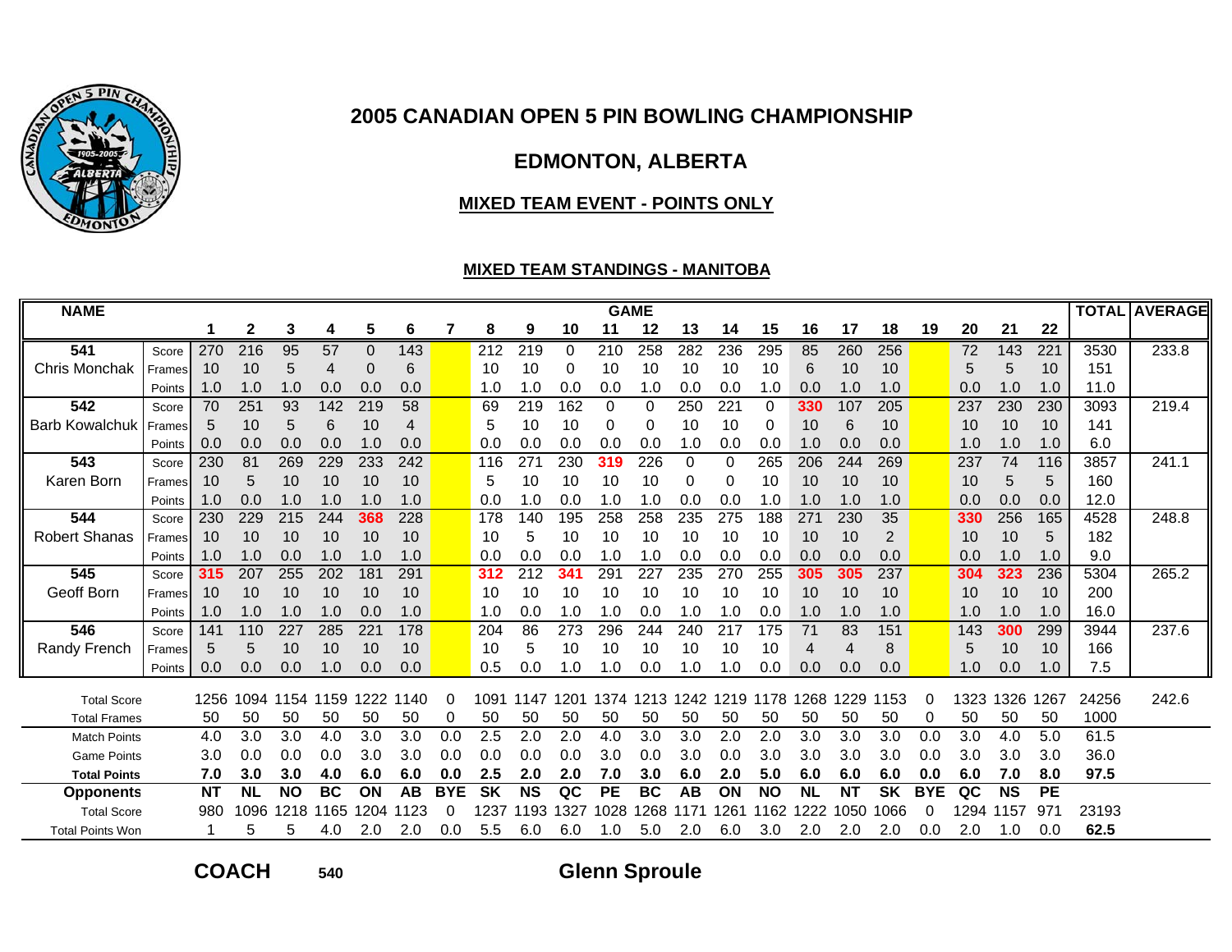# 2005 CANADIAN OPEN 5 PIN BOWLING CHAMPIONSHIP

## EDMONTON, ALBERTA

### MIXED TEAM EVENT - POINTS ONLY

#### MIXED TEAM STANDINGS - MANITOBA

| NAME | | 1 | 2 | 3 | 4 | 5 | 6 | 7 | 8 | 9 | 10 | 11 | 12 | 13 | 14 | 15 | 16 | 17 | 18 | 19 | 20 | 21 | 22 | TOTAL | AVERAGE |
|---|---|---|---|---|---|---|---|---|---|---|---|---|---|---|---|---|---|---|---|---|---|---|---|---|---|
| 541 | Score | 270 | 216 | 95 | 57 | 0 | 143 | | 212 | 219 | 0 | 210 | 258 | 282 | 236 | 295 | 85 | 260 | 256 | | 72 | 143 | 221 | 3530 | 233.8 |
| Chris Monchak | Frames | 10 | 10 | 5 | 4 | 0 | 6 | | 10 | 10 | 0 | 10 | 10 | 10 | 10 | 10 | 6 | 10 | 10 | | 5 | 5 | 10 | 151 | |
| | Points | 1.0 | 1.0 | 1.0 | 0.0 | 0.0 | 0.0 | | 1.0 | 1.0 | 0.0 | 0.0 | 1.0 | 0.0 | 0.0 | 1.0 | 0.0 | 1.0 | 1.0 | | 0.0 | 1.0 | 1.0 | 11.0 | |
| 542 | Score | 70 | 251 | 93 | 142 | 219 | 58 | | 69 | 219 | 162 | 0 | 0 | 250 | 221 | 0 | 330 | 107 | 205 | | 237 | 230 | 230 | 3093 | 219.4 |
| Barb Kowalchuk | Frames | 5 | 10 | 5 | 6 | 10 | 4 | | 5 | 10 | 10 | 0 | 0 | 10 | 10 | 0 | 10 | 6 | 10 | | 10 | 10 | 10 | 141 | |
| | Points | 0.0 | 0.0 | 0.0 | 0.0 | 1.0 | 0.0 | | 0.0 | 0.0 | 0.0 | 0.0 | 0.0 | 1.0 | 0.0 | 0.0 | 1.0 | 0.0 | 0.0 | | 1.0 | 1.0 | 1.0 | 6.0 | |
| 543 | Score | 230 | 81 | 269 | 229 | 233 | 242 | | 116 | 271 | 230 | 319 | 226 | 0 | 0 | 265 | 206 | 244 | 269 | | 237 | 74 | 116 | 3857 | 241.1 |
| Karen Born | Frames | 10 | 5 | 10 | 10 | 10 | 10 | | 5 | 10 | 10 | 10 | 10 | 0 | 0 | 10 | 10 | 10 | 10 | | 10 | 5 | 5 | 160 | |
| | Points | 1.0 | 0.0 | 1.0 | 1.0 | 1.0 | 1.0 | | 0.0 | 1.0 | 0.0 | 1.0 | 1.0 | 0.0 | 0.0 | 1.0 | 1.0 | 1.0 | 1.0 | | 0.0 | 0.0 | 0.0 | 12.0 | |
| 544 | Score | 230 | 229 | 215 | 244 | 368 | 228 | | 178 | 140 | 195 | 258 | 258 | 235 | 275 | 188 | 271 | 230 | 35 | | 330 | 256 | 165 | 4528 | 248.8 |
| Robert Shanas | Frames | 10 | 10 | 10 | 10 | 10 | 10 | | 10 | 5 | 10 | 10 | 10 | 10 | 10 | 10 | 10 | 10 | 2 | | 10 | 10 | 5 | 182 | |
| | Points | 1.0 | 1.0 | 0.0 | 1.0 | 1.0 | 1.0 | | 0.0 | 0.0 | 0.0 | 1.0 | 1.0 | 0.0 | 0.0 | 0.0 | 0.0 | 0.0 | 0.0 | | 0.0 | 1.0 | 1.0 | 9.0 | |
| 545 | Score | 315 | 207 | 255 | 202 | 181 | 291 | | 312 | 212 | 341 | 291 | 227 | 235 | 270 | 255 | 305 | 305 | 237 | | 304 | 323 | 236 | 5304 | 265.2 |
| Geoff Born | Frames | 10 | 10 | 10 | 10 | 10 | 10 | | 10 | 10 | 10 | 10 | 10 | 10 | 10 | 10 | 10 | 10 | 10 | | 10 | 10 | 10 | 200 | |
| | Points | 1.0 | 1.0 | 1.0 | 1.0 | 0.0 | 1.0 | | 1.0 | 0.0 | 1.0 | 1.0 | 0.0 | 1.0 | 1.0 | 0.0 | 1.0 | 1.0 | 1.0 | | 1.0 | 1.0 | 1.0 | 16.0 | |
| 546 | Score | 141 | 110 | 227 | 285 | 221 | 178 | | 204 | 86 | 273 | 296 | 244 | 240 | 217 | 175 | 71 | 83 | 151 | | 143 | 300 | 299 | 3944 | 237.6 |
| Randy French | Frames | 5 | 5 | 10 | 10 | 10 | 10 | | 10 | 5 | 10 | 10 | 10 | 10 | 10 | 10 | 4 | 4 | 8 | | 5 | 10 | 10 | 166 | |
| | Points | 0.0 | 0.0 | 0.0 | 1.0 | 0.0 | 0.0 | | 0.5 | 0.0 | 1.0 | 1.0 | 0.0 | 1.0 | 1.0 | 0.0 | 0.0 | 0.0 | 0.0 | | 1.0 | 0.0 | 1.0 | 7.5 | |
| Total Score | | 1256 | 1094 | 1154 | 1159 | 1222 | 1140 | 0 | 1091 | 1147 | 1201 | 1374 | 1213 | 1242 | 1219 | 1178 | 1268 | 1229 | 1153 | 0 | 1323 | 1326 | 1267 | 24256 | 242.6 |
| Total Frames | | 50 | 50 | 50 | 50 | 50 | 50 | 0 | 50 | 50 | 50 | 50 | 50 | 50 | 50 | 50 | 50 | 50 | 50 | 0 | 50 | 50 | 50 | 1000 | |
| Match Points | | 4.0 | 3.0 | 3.0 | 4.0 | 3.0 | 3.0 | 0.0 | 2.5 | 2.0 | 2.0 | 4.0 | 3.0 | 3.0 | 2.0 | 2.0 | 3.0 | 3.0 | 3.0 | 0.0 | 3.0 | 4.0 | 5.0 | 61.5 | |
| Game Points | | 3.0 | 0.0 | 0.0 | 0.0 | 3.0 | 3.0 | 0.0 | 0.0 | 0.0 | 0.0 | 3.0 | 0.0 | 3.0 | 0.0 | 3.0 | 3.0 | 3.0 | 3.0 | 0.0 | 3.0 | 3.0 | 3.0 | 36.0 | |
| **Total Points** | | **7.0** | **3.0** | **3.0** | **4.0** | **6.0** | **6.0** | **0.0** | **2.5** | **2.0** | **2.0** | **7.0** | **3.0** | **6.0** | **2.0** | **5.0** | **6.0** | **6.0** | **6.0** | **0.0** | **6.0** | **7.0** | **8.0** | **97.5** | |
| **Opponents** | | **NT** | **NL** | **NO** | **BC** | **ON** | **AB** | **BYE** | **SK** | **NS** | **QC** | **PE** | **BC** | **AB** | **ON** | **NO** | **NL** | **NT** | **SK** | **BYE** | **QC** | **NS** | **PE** | | |
| Total Score | | 980 | 1096 | 1218 | 1165 | 1204 | 1123 | 0 | 1237 | 1193 | 1327 | 1028 | 1268 | 1171 | 1261 | 1162 | 1222 | 1050 | 1066 | 0 | 1294 | 1157 | 971 | 23193 | |
| Total Points Won | | 1 | 5 | 5 | 4.0 | 2.0 | 2.0 | 0.0 | 5.5 | 6.0 | 6.0 | 1.0 | 5.0 | 2.0 | 6.0 | 3.0 | 2.0 | 2.0 | 2.0 | 0.0 | 2.0 | 1.0 | 0.0 | **62.5** | |

**COACH** 540 **Glenn Sproule**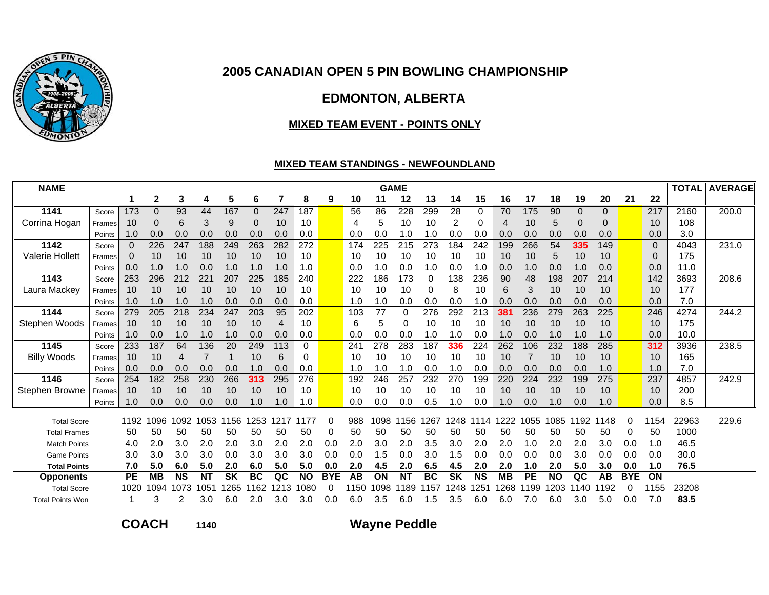# 2005 CANADIAN OPEN 5 PIN BOWLING CHAMPIONSHIP

## EDMONTON, ALBERTA

### MIXED TEAM EVENT - POINTS ONLY

### MIXED TEAM STANDINGS - NEWFOUNDLAND

| NAME | | 1 | 2 | 3 | 4 | 5 | 6 | 7 | 8 | 9 | 10 | 11 | 12 | 13 | 14 | 15 | 16 | 17 | 18 | 19 | 20 | 21 | 22 | TOTAL | AVERAGE |
|---|---|---|---|---|---|---|---|---|---|---|---|---|---|---|---|---|---|---|---|---|---|---|---|---|---|
| **1141** | Score | 173 | 0 | 93 | 44 | 167 | 0 | 247 | 187 | | 56 | 86 | 228 | 299 | 28 | 0 | 70 | 175 | 90 | 0 | 0 | | 217 | 2160 | 200.0 |
| Corrina Hogan | Frames | 10 | 0 | 6 | 3 | 9 | 0 | 10 | 10 | | 4 | 5 | 10 | 10 | 2 | 0 | 4 | 10 | 5 | 0 | 0 | | 10 | 108 | |
| | Points | 1.0 | 0.0 | 0.0 | 0.0 | 0.0 | 0.0 | 0.0 | 0.0 | | 0.0 | 0.0 | 1.0 | 1.0 | 0.0 | 0.0 | 0.0 | 0.0 | 0.0 | 0.0 | 0.0 | | 0.0 | 3.0 | |
| **1142** | Score | 0 | 226 | 247 | 188 | 249 | 263 | 282 | 272 | | 174 | 225 | 215 | 273 | 184 | 242 | 199 | 266 | 54 | **335** | 149 | | 0 | 4043 | 231.0 |
| Valerie Hollett | Frames | 0 | 10 | 10 | 10 | 10 | 10 | 10 | 10 | | 10 | 10 | 10 | 10 | 10 | 10 | 10 | 10 | 5 | 10 | 10 | | 0 | 175 | |
| | Points | 0.0 | 1.0 | 1.0 | 0.0 | 1.0 | 1.0 | 1.0 | 1.0 | | 0.0 | 1.0 | 0.0 | 1.0 | 0.0 | 1.0 | 0.0 | 1.0 | 0.0 | 1.0 | 0.0 | | 0.0 | 11.0 | |
| **1143** | Score | 253 | 296 | 212 | 221 | 207 | 225 | 185 | 240 | | 222 | 186 | 173 | 0 | 138 | 236 | 90 | 48 | 198 | 207 | 214 | | 142 | 3693 | 208.6 |
| Laura Mackey | Frames | 10 | 10 | 10 | 10 | 10 | 10 | 10 | 10 | | 10 | 10 | 10 | 0 | 8 | 10 | 6 | 3 | 10 | 10 | 10 | | 10 | 177 | |
| | Points | 1.0 | 1.0 | 1.0 | 1.0 | 0.0 | 0.0 | 0.0 | 0.0 | | 1.0 | 1.0 | 0.0 | 0.0 | 0.0 | 1.0 | 0.0 | 0.0 | 0.0 | 0.0 | 0.0 | | 0.0 | 7.0 | |
| **1144** | Score | 279 | 205 | 218 | 234 | 247 | 203 | 95 | 202 | | 103 | 77 | 0 | 276 | 292 | 213 | **381** | 236 | 279 | 263 | 225 | | 246 | 4274 | 244.2 |
| Stephen Woods | Frames | 10 | 10 | 10 | 10 | 10 | 10 | 4 | 10 | | 6 | 5 | 0 | 10 | 10 | 10 | 10 | 10 | 10 | 10 | 10 | | 10 | 175 | |
| | Points | 1.0 | 0.0 | 1.0 | 1.0 | 1.0 | 0.0 | 0.0 | 0.0 | | 0.0 | 0.0 | 0.0 | 1.0 | 1.0 | 0.0 | 1.0 | 0.0 | 1.0 | 1.0 | 1.0 | | 0.0 | 10.0 | |
| **1145** | Score | 233 | 187 | 64 | 136 | 20 | 249 | 113 | 0 | | 241 | 278 | 283 | 187 | **336** | 224 | 262 | 106 | 232 | 188 | 285 | | **312** | 3936 | 238.5 |
| Billy Woods | Frames | 10 | 10 | 4 | 7 | 1 | 10 | 6 | 0 | | 10 | 10 | 10 | 10 | 10 | 10 | 10 | 7 | 10 | 10 | 10 | | 10 | 165 | |
| | Points | 0.0 | 0.0 | 0.0 | 0.0 | 0.0 | 1.0 | 0.0 | 0.0 | | 1.0 | 1.0 | 1.0 | 0.0 | 1.0 | 0.0 | 0.0 | 0.0 | 0.0 | 0.0 | 1.0 | | 1.0 | 7.0 | |
| **1146** | Score | 254 | 182 | 258 | 230 | 266 | **313** | 295 | 276 | | 192 | 246 | 257 | 232 | 270 | 199 | 220 | 224 | 232 | 199 | 275 | | 237 | 4857 | 242.9 |
| Stephen Browne | Frames | 10 | 10 | 10 | 10 | 10 | 10 | 10 | 10 | | 10 | 10 | 10 | 10 | 10 | 10 | 10 | 10 | 10 | 10 | 10 | | 10 | 200 | |
| | Points | 1.0 | 0.0 | 0.0 | 0.0 | 0.0 | 1.0 | 1.0 | 1.0 | | 0.0 | 0.0 | 0.0 | 0.5 | 1.0 | 0.0 | 1.0 | 0.0 | 1.0 | 0.0 | 1.0 | | 0.0 | 8.5 | |
| Total Score | | 1192 | 1096 | 1092 | 1053 | 1156 | 1253 | 1217 | 1177 | 0 | 988 | 1098 | 1156 | 1267 | 1248 | 1114 | 1222 | 1055 | 1085 | 1192 | 1148 | 0 | 1154 | 22963 | 229.6 |
| Total Frames | | 50 | 50 | 50 | 50 | 50 | 50 | 50 | 50 | 0 | 50 | 50 | 50 | 50 | 50 | 50 | 50 | 50 | 50 | 50 | 50 | 0 | 50 | 1000 | |
| Match Points | | 4.0 | 2.0 | 3.0 | 2.0 | 2.0 | 3.0 | 2.0 | 2.0 | 0.0 | 2.0 | 3.0 | 2.0 | 3.5 | 3.0 | 2.0 | 2.0 | 1.0 | 2.0 | 2.0 | 3.0 | 0.0 | 1.0 | 46.5 | |
| Game Points | | 3.0 | 3.0 | 3.0 | 3.0 | 0.0 | 3.0 | 3.0 | 3.0 | 0.0 | 0.0 | 1.5 | 0.0 | 3.0 | 1.5 | 0.0 | 0.0 | 0.0 | 0.0 | 3.0 | 0.0 | 0.0 | 0.0 | 30.0 | |
| **Total Points** | | **7.0** | **5.0** | **6.0** | **5.0** | **2.0** | **6.0** | **5.0** | **5.0** | **0.0** | **2.0** | **4.5** | **2.0** | **6.5** | **4.5** | **2.0** | **2.0** | **1.0** | **2.0** | **5.0** | **3.0** | **0.0** | **1.0** | **76.5** | |
| **Opponents** | | **PE** | **MB** | **NS** | **NT** | **SK** | **BC** | **QC** | **NO** | **BYE** | **AB** | **ON** | **NT** | **BC** | **SK** | **NS** | **MB** | **PE** | **NO** | **QC** | **AB** | **BYE** | **ON** | | |
| Total Score | | 1020 | 1094 | 1073 | 1051 | 1265 | 1162 | 1213 | 1080 | 0 | 1150 | 1098 | 1189 | 1157 | 1248 | 1251 | 1268 | 1199 | 1203 | 1140 | 1192 | 0 | 1155 | 23208 | |
| Total Points Won | | 1 | 3 | 2 | 3.0 | 6.0 | 2.0 | 3.0 | 3.0 | 0.0 | 6.0 | 3.5 | 6.0 | 1.5 | 3.5 | 6.0 | 6.0 | 7.0 | 6.0 | 3.0 | 5.0 | 0.0 | 7.0 | **83.5** | |

**COACH** 1140 **Wayne Peddle**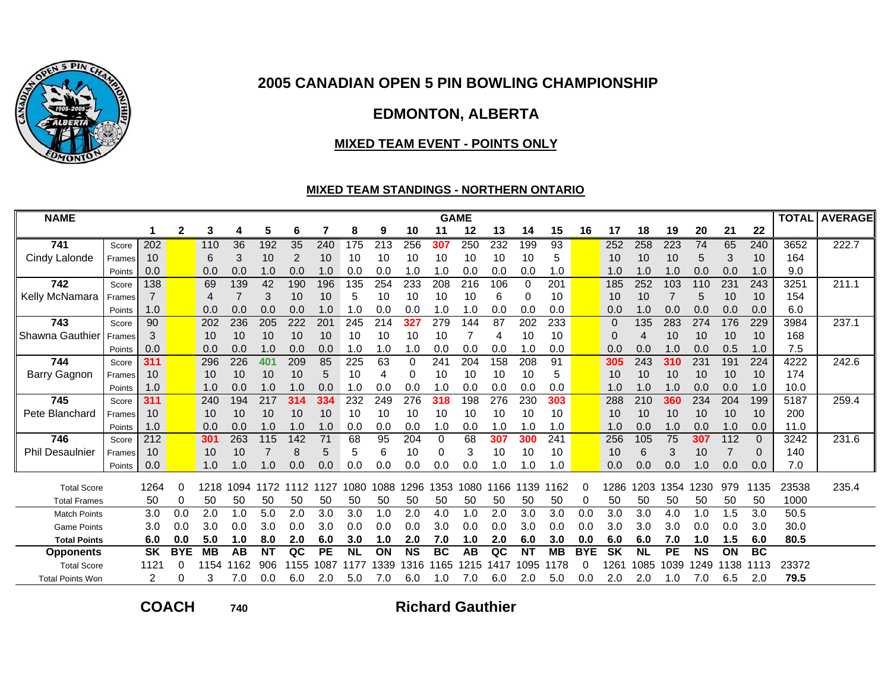# 2005 CANADIAN OPEN 5 PIN BOWLING CHAMPIONSHIP

## EDMONTON, ALBERTA

### MIXED TEAM EVENT - POINTS ONLY

#### MIXED TEAM STANDINGS - NORTHERN ONTARIO

| NAME | | 1 | 2 | 3 | 4 | 5 | 6 | 7 | 8 | 9 | 10 | 11 | 12 | 13 | 14 | 15 | 16 | 17 | 18 | 19 | 20 | 21 | 22 | TOTAL | AVERAGE |
|---|---|---|---|---|---|---|---|---|---|---|---|---|---|---|---|---|---|---|---|---|---|---|---|---|---|
| 741 | Score | 202 | | 110 | 36 | 192 | 35 | 240 | 175 | 213 | 256 | 307 | 250 | 232 | 199 | 93 | | 252 | 258 | 223 | 74 | 65 | 240 | 3652 | 222.7 |
| Cindy Lalonde | Frames | 10 | | 6 | 3 | 10 | 2 | 10 | 10 | 10 | 10 | 10 | 10 | 10 | 10 | 5 | | 10 | 10 | 10 | 5 | 3 | 10 | 164 | |
| | Points | 0.0 | | 0.0 | 0.0 | 1.0 | 0.0 | 1.0 | 0.0 | 0.0 | 1.0 | 1.0 | 0.0 | 0.0 | 0.0 | 1.0 | | 1.0 | 1.0 | 1.0 | 0.0 | 0.0 | 1.0 | 9.0 | |
| 742 | Score | 138 | | 69 | 139 | 42 | 190 | 196 | 135 | 254 | 233 | 208 | 216 | 106 | 0 | 201 | | 185 | 252 | 103 | 110 | 231 | 243 | 3251 | 211.1 |
| Kelly McNamara | Frames | 7 | | 4 | 7 | 3 | 10 | 10 | 5 | 10 | 10 | 10 | 10 | 6 | 0 | 10 | | 10 | 10 | 7 | 5 | 10 | 10 | 154 | |
| | Points | 1.0 | | 0.0 | 0.0 | 0.0 | 0.0 | 1.0 | 1.0 | 0.0 | 0.0 | 1.0 | 1.0 | 0.0 | 0.0 | 0.0 | | 0.0 | 1.0 | 0.0 | 0.0 | 0.0 | 0.0 | 6.0 | |
| 743 | Score | 90 | | 202 | 236 | 205 | 222 | 201 | 245 | 214 | 327 | 279 | 144 | 87 | 202 | 233 | | 0 | 135 | 283 | 274 | 176 | 229 | 3984 | 237.1 |
| Shawna Gauthier | Frames | 3 | | 10 | 10 | 10 | 10 | 10 | 10 | 10 | 10 | 10 | 7 | 4 | 10 | 10 | | 0 | 4 | 10 | 10 | 10 | 10 | 168 | |
| | Points | 0.0 | | 0.0 | 0.0 | 1.0 | 0.0 | 0.0 | 1.0 | 1.0 | 1.0 | 0.0 | 0.0 | 0.0 | 1.0 | 0.0 | | 0.0 | 0.0 | 1.0 | 0.0 | 0.5 | 1.0 | 7.5 | |
| 744 | Score | 311 | | 296 | 226 | 401 | 209 | 85 | 225 | 63 | 0 | 241 | 204 | 158 | 208 | 91 | | 305 | 243 | 310 | 231 | 191 | 224 | 4222 | 242.6 |
| Barry Gagnon | Frames | 10 | | 10 | 10 | 10 | 10 | 5 | 10 | 4 | 0 | 10 | 10 | 10 | 10 | 5 | | 10 | 10 | 10 | 10 | 10 | 10 | 174 | |
| | Points | 1.0 | | 1.0 | 0.0 | 1.0 | 1.0 | 0.0 | 1.0 | 0.0 | 0.0 | 1.0 | 0.0 | 0.0 | 0.0 | 0.0 | | 1.0 | 1.0 | 1.0 | 0.0 | 0.0 | 1.0 | 10.0 | |
| 745 | Score | 311 | | 240 | 194 | 217 | 314 | 334 | 232 | 249 | 276 | 318 | 198 | 276 | 230 | 303 | | 288 | 210 | 360 | 234 | 204 | 199 | 5187 | 259.4 |
| Pete Blanchard | Frames | 10 | | 10 | 10 | 10 | 10 | 10 | 10 | 10 | 10 | 10 | 10 | 10 | 10 | 10 | | 10 | 10 | 10 | 10 | 10 | 10 | 200 | |
| | Points | 1.0 | | 0.0 | 0.0 | 1.0 | 1.0 | 1.0 | 0.0 | 0.0 | 0.0 | 1.0 | 0.0 | 1.0 | 1.0 | 1.0 | | 1.0 | 0.0 | 1.0 | 0.0 | 1.0 | 0.0 | 11.0 | |
| 746 | Score | 212 | | 301 | 263 | 115 | 142 | 71 | 68 | 95 | 204 | 0 | 68 | 307 | 300 | 241 | | 256 | 105 | 75 | 307 | 112 | 0 | 3242 | 231.6 |
| Phil Desaulnier | Frames | 10 | | 10 | 10 | 7 | 8 | 5 | 5 | 6 | 10 | 0 | 3 | 10 | 10 | 10 | | 10 | 6 | 3 | 10 | 7 | 0 | 140 | |
| | Points | 0.0 | | 1.0 | 1.0 | 1.0 | 0.0 | 0.0 | 0.0 | 0.0 | 0.0 | 0.0 | 0.0 | 1.0 | 1.0 | 1.0 | | 0.0 | 0.0 | 0.0 | 1.0 | 0.0 | 0.0 | 7.0 | |
| Total Score | | 1264 | 0 | 1218 | 1094 | 1172 | 1112 | 1127 | 1080 | 1088 | 1296 | 1353 | 1080 | 1166 | 1139 | 1162 | 0 | 1286 | 1203 | 1354 | 1230 | 979 | 1135 | 23538 | 235.4 |
| Total Frames | | 50 | 0 | 50 | 50 | 50 | 50 | 50 | 50 | 50 | 50 | 50 | 50 | 50 | 50 | 50 | 0 | 50 | 50 | 50 | 50 | 50 | 50 | 1000 | |
| Match Points | | 3.0 | 0.0 | 2.0 | 1.0 | 5.0 | 2.0 | 3.0 | 3.0 | 1.0 | 2.0 | 4.0 | 1.0 | 2.0 | 3.0 | 3.0 | 0.0 | 3.0 | 3.0 | 4.0 | 1.0 | 1.5 | 3.0 | 50.5 | |
| Game Points | | 3.0 | 0.0 | 3.0 | 0.0 | 3.0 | 0.0 | 3.0 | 0.0 | 0.0 | 0.0 | 3.0 | 0.0 | 0.0 | 3.0 | 0.0 | 0.0 | 3.0 | 3.0 | 3.0 | 0.0 | 0.0 | 3.0 | 30.0 | |
| **Total Points** | | **6.0** | **0.0** | **5.0** | **1.0** | **8.0** | **2.0** | **6.0** | **3.0** | **1.0** | **2.0** | **7.0** | **1.0** | **2.0** | **6.0** | **3.0** | **0.0** | **6.0** | **6.0** | **7.0** | **1.0** | **1.5** | **6.0** | **80.5** | |
| **Opponents** | | **SK** | **BYE** | **MB** | **AB** | **NT** | **QC** | **PE** | **NL** | **ON** | **NS** | **BC** | **AB** | **QC** | **NT** | **MB** | **BYE** | **SK** | **NL** | **PE** | **NS** | **ON** | **BC** | | |
| Total Score | | 1121 | 0 | 1154 | 1162 | 906 | 1155 | 1087 | 1177 | 1339 | 1316 | 1165 | 1215 | 1417 | 1095 | 1178 | 0 | 1261 | 1085 | 1039 | 1249 | 1138 | 1113 | 23372 | |
| Total Points Won | | 2 | 0 | 3 | 7.0 | 0.0 | 6.0 | 2.0 | 5.0 | 7.0 | 6.0 | 1.0 | 7.0 | 6.0 | 2.0 | 5.0 | 0.0 | 2.0 | 2.0 | 1.0 | 7.0 | 6.5 | 2.0 | **79.5** | |

**COACH** 740 **Richard Gauthier**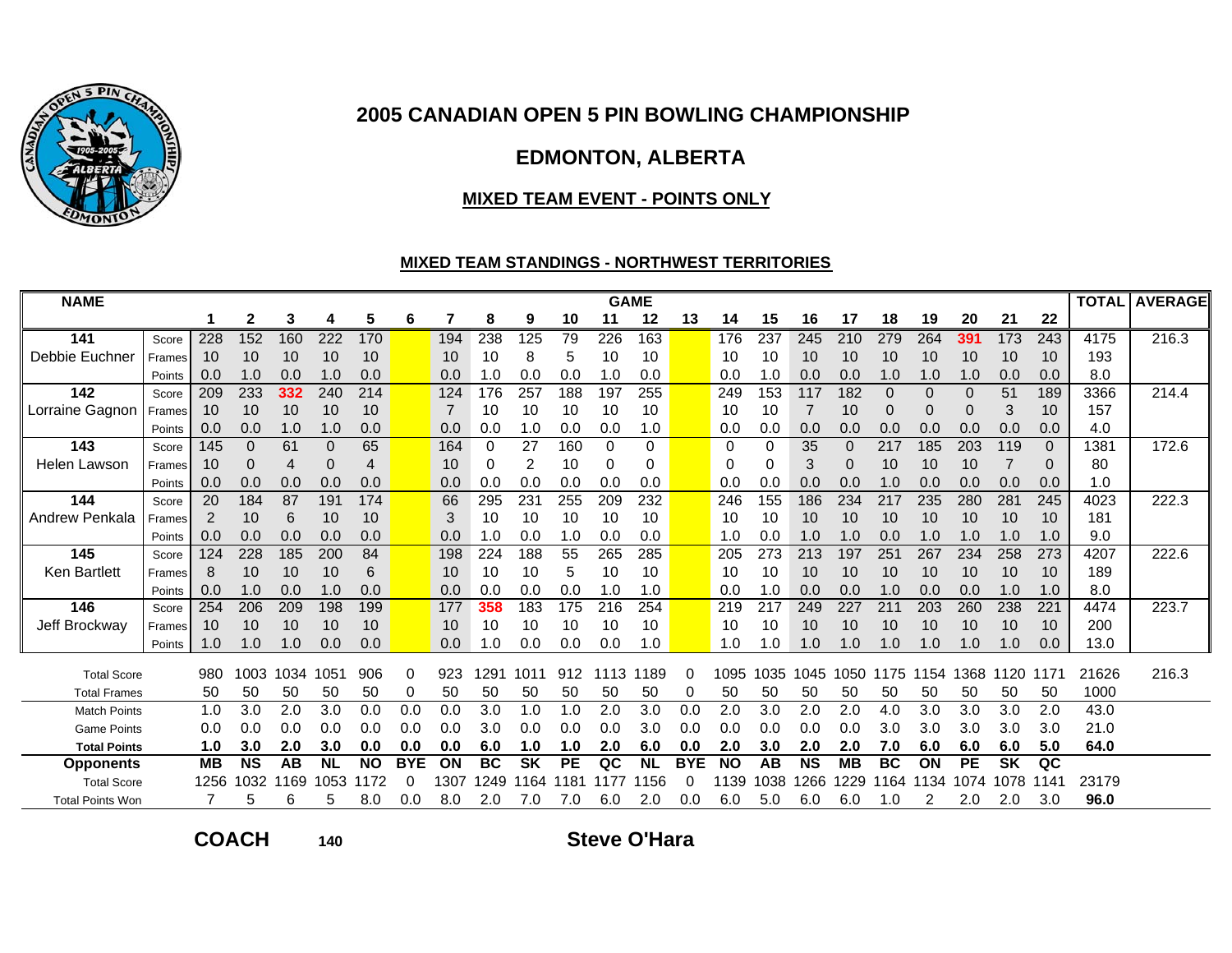# 2005 CANADIAN OPEN 5 PIN BOWLING CHAMPIONSHIP

## EDMONTON, ALBERTA

### MIXED TEAM EVENT - POINTS ONLY

#### MIXED TEAM STANDINGS - NORTHWEST TERRITORIES

| NAME | | 1 | 2 | 3 | 4 | 5 | 6 | 7 | 8 | 9 | 10 | 11 | 12 | 13 | 14 | 15 | 16 | 17 | 18 | 19 | 20 | 21 | 22 | TOTAL | AVERAGE |
|---|---|---|---|---|---|---|---|---|---|---|---|---|---|---|---|---|---|---|---|---|---|---|---|---|---|
| 141 | Score | 228 | 152 | 160 | 222 | 170 | | 194 | 238 | 125 | 79 | 226 | 163 | | 176 | 237 | 245 | 210 | 279 | 264 | 391 | 173 | 243 | 4175 | 216.3 |
| Debbie Euchner | Frames | 10 | 10 | 10 | 10 | 10 | | 10 | 10 | 8 | 5 | 10 | 10 | | 10 | 10 | 10 | 10 | 10 | 10 | 10 | 10 | 10 | 193 | |
| | Points | 0.0 | 1.0 | 0.0 | 1.0 | 0.0 | | 0.0 | 1.0 | 0.0 | 0.0 | 1.0 | 0.0 | | 0.0 | 1.0 | 0.0 | 0.0 | 1.0 | 1.0 | 1.0 | 0.0 | 0.0 | 8.0 | |
| 142 | Score | 209 | 233 | 332 | 240 | 214 | | 124 | 176 | 257 | 188 | 197 | 255 | | 249 | 153 | 117 | 182 | 0 | 0 | 0 | 51 | 189 | 3366 | 214.4 |
| Lorraine Gagnon | Frames | 10 | 10 | 10 | 10 | 10 | | 7 | 10 | 10 | 10 | 10 | 10 | | 10 | 10 | 7 | 10 | 0 | 0 | 0 | 3 | 10 | 157 | |
| | Points | 0.0 | 0.0 | 1.0 | 1.0 | 0.0 | | 0.0 | 0.0 | 1.0 | 0.0 | 0.0 | 1.0 | | 0.0 | 0.0 | 0.0 | 0.0 | 0.0 | 0.0 | 0.0 | 0.0 | 0.0 | 4.0 | |
| 143 | Score | 145 | 0 | 61 | 0 | 65 | | 164 | 0 | 27 | 160 | 0 | 0 | | 0 | 0 | 35 | 0 | 217 | 185 | 203 | 119 | 0 | 1381 | 172.6 |
| Helen Lawson | Frames | 10 | 0 | 4 | 0 | 4 | | 10 | 0 | 2 | 10 | 0 | 0 | | 0 | 0 | 3 | 0 | 10 | 10 | 10 | 7 | 0 | 80 | |
| | Points | 0.0 | 0.0 | 0.0 | 0.0 | 0.0 | | 0.0 | 0.0 | 0.0 | 0.0 | 0.0 | 0.0 | | 0.0 | 0.0 | 0.0 | 0.0 | 1.0 | 0.0 | 0.0 | 0.0 | 0.0 | 1.0 | |
| 144 | Score | 20 | 184 | 87 | 191 | 174 | | 66 | 295 | 231 | 255 | 209 | 232 | | 246 | 155 | 186 | 234 | 217 | 235 | 280 | 281 | 245 | 4023 | 222.3 |
| Andrew Penkala | Frames | 2 | 10 | 6 | 10 | 10 | | 3 | 10 | 10 | 10 | 10 | 10 | | 10 | 10 | 10 | 10 | 10 | 10 | 10 | 10 | 10 | 181 | |
| | Points | 0.0 | 0.0 | 0.0 | 0.0 | 0.0 | | 0.0 | 1.0 | 0.0 | 1.0 | 0.0 | 0.0 | | 1.0 | 0.0 | 1.0 | 1.0 | 0.0 | 1.0 | 1.0 | 1.0 | 1.0 | 9.0 | |
| 145 | Score | 124 | 228 | 185 | 200 | 84 | | 198 | 224 | 188 | 55 | 265 | 285 | | 205 | 273 | 213 | 197 | 251 | 267 | 234 | 258 | 273 | 4207 | 222.6 |
| Ken Bartlett | Frames | 8 | 10 | 10 | 10 | 6 | | 10 | 10 | 10 | 5 | 10 | 10 | | 10 | 10 | 10 | 10 | 10 | 10 | 10 | 10 | 10 | 189 | |
| | Points | 0.0 | 1.0 | 0.0 | 1.0 | 0.0 | | 0.0 | 0.0 | 0.0 | 0.0 | 1.0 | 1.0 | | 0.0 | 1.0 | 0.0 | 0.0 | 1.0 | 0.0 | 0.0 | 1.0 | 1.0 | 8.0 | |
| 146 | Score | 254 | 206 | 209 | 198 | 199 | | 177 | 358 | 183 | 175 | 216 | 254 | | 219 | 217 | 249 | 227 | 211 | 203 | 260 | 238 | 221 | 4474 | 223.7 |
| Jeff Brockway | Frames | 10 | 10 | 10 | 10 | 10 | | 10 | 10 | 10 | 10 | 10 | 10 | | 10 | 10 | 10 | 10 | 10 | 10 | 10 | 10 | 10 | 200 | |
| | Points | 1.0 | 1.0 | 1.0 | 0.0 | 0.0 | | 0.0 | 1.0 | 0.0 | 0.0 | 0.0 | 1.0 | | 1.0 | 1.0 | 1.0 | 1.0 | 1.0 | 1.0 | 1.0 | 1.0 | 0.0 | 13.0 | |
| Total Score | | 980 | 1003 | 1034 | 1051 | 906 | 0 | 923 | 1291 | 1011 | 912 | 1113 | 1189 | 0 | 1095 | 1035 | 1045 | 1050 | 1175 | 1154 | 1368 | 1120 | 1171 | 21626 | 216.3 |
| Total Frames | | 50 | 50 | 50 | 50 | 50 | 0 | 50 | 50 | 50 | 50 | 50 | 50 | 0 | 50 | 50 | 50 | 50 | 50 | 50 | 50 | 50 | 50 | 1000 | |
| Match Points | | 1.0 | 3.0 | 2.0 | 3.0 | 0.0 | 0.0 | 0.0 | 3.0 | 1.0 | 1.0 | 2.0 | 3.0 | 0.0 | 2.0 | 3.0 | 2.0 | 2.0 | 4.0 | 3.0 | 3.0 | 3.0 | 2.0 | 43.0 | |
| Game Points | | 0.0 | 0.0 | 0.0 | 0.0 | 0.0 | 0.0 | 0.0 | 3.0 | 0.0 | 0.0 | 0.0 | 3.0 | 0.0 | 0.0 | 0.0 | 0.0 | 0.0 | 3.0 | 3.0 | 3.0 | 3.0 | 3.0 | 21.0 | |
| **Total Points** | | **1.0** | **3.0** | **2.0** | **3.0** | **0.0** | **0.0** | **0.0** | **6.0** | **1.0** | **1.0** | **2.0** | **6.0** | **0.0** | **2.0** | **3.0** | **2.0** | **2.0** | **7.0** | **6.0** | **6.0** | **6.0** | **5.0** | **64.0** | |
| **Opponents** | | **MB** | **NS** | **AB** | **NL** | **NO** | **BYE** | **ON** | **BC** | **SK** | **PE** | **QC** | **NL** | **BYE** | **NO** | **AB** | **NS** | **MB** | **BC** | **ON** | **PE** | **SK** | **QC** | | |
| Total Score | | 1256 | 1032 | 1169 | 1053 | 1172 | 0 | 1307 | 1249 | 1164 | 1181 | 1177 | 1156 | 0 | 1139 | 1038 | 1266 | 1229 | 1164 | 1134 | 1074 | 1078 | 1141 | 23179 | |
| Total Points Won | | 7 | 5 | 6 | 5 | 8.0 | 0.0 | 8.0 | 2.0 | 7.0 | 7.0 | 6.0 | 2.0 | 0.0 | 6.0 | 5.0 | 6.0 | 6.0 | 1.0 | 2 | 2.0 | 2.0 | 3.0 | **96.0** | |

**COACH** 140 **Steve O'Hara**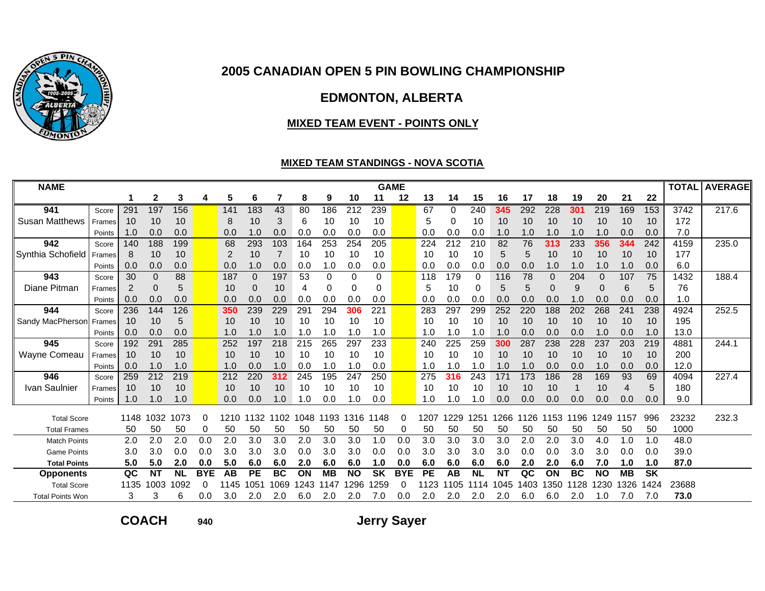# 2005 CANADIAN OPEN 5 PIN BOWLING CHAMPIONSHIP

## EDMONTON, ALBERTA

### MIXED TEAM EVENT - POINTS ONLY

### MIXED TEAM STANDINGS - NOVA SCOTIA

| NAME | | 1 | 2 | 3 | 4 | 5 | 6 | 7 | 8 | 9 | 10 | 11 | 12 | 13 | 14 | 15 | 16 | 17 | 18 | 19 | 20 | 21 | 22 | TOTAL | AVERAGE |
|---|---|---|---|---|---|---|---|---|---|---|---|---|---|---|---|---|---|---|---|---|---|---|---|---|---|
| **941** | Score | 291 | 197 | 156 | | 141 | 183 | 43 | 80 | 186 | 212 | 239 | | 67 | 0 | 240 | **345** | 292 | 228 | **301** | 219 | 169 | 153 | 3742 | 217.6 |
| Susan Matthews | Frames | 10 | 10 | 10 | | 8 | 10 | 3 | 6 | 10 | 10 | 10 | | 5 | 0 | 10 | 10 | 10 | 10 | 10 | 10 | 10 | 10 | 172 | |
| | Points | 1.0 | 0.0 | 0.0 | | 0.0 | 1.0 | 0.0 | 0.0 | 0.0 | 0.0 | 0.0 | | 0.0 | 0.0 | 0.0 | 1.0 | 1.0 | 1.0 | 1.0 | 1.0 | 0.0 | 0.0 | 7.0 | |
| **942** | Score | 140 | 188 | 199 | | 68 | 293 | 103 | 164 | 253 | 254 | 205 | | 224 | 212 | 210 | 82 | 76 | **313** | 233 | **356** | **344** | 242 | 4159 | 235.0 |
| Synthia Schofield | Frames | 8 | 10 | 10 | | 2 | 10 | 7 | 10 | 10 | 10 | 10 | | 10 | 10 | 10 | 5 | 5 | 10 | 10 | 10 | 10 | 10 | 177 | |
| | Points | 0.0 | 0.0 | 0.0 | | 0.0 | 1.0 | 0.0 | 0.0 | 1.0 | 0.0 | 0.0 | | 0.0 | 0.0 | 0.0 | 0.0 | 0.0 | 1.0 | 1.0 | 1.0 | 1.0 | 0.0 | 6.0 | |
| **943** | Score | 30 | 0 | 88 | | 187 | 0 | 197 | 53 | 0 | 0 | 0 | | 118 | 179 | 0 | 116 | 78 | 0 | 204 | 0 | 107 | 75 | 1432 | 188.4 |
| Diane Pitman | Frames | 2 | 0 | 5 | | 10 | 0 | 10 | 4 | 0 | 0 | 0 | | 5 | 10 | 0 | 5 | 5 | 0 | 9 | 0 | 6 | 5 | 76 | |
| | Points | 0.0 | 0.0 | 0.0 | | 0.0 | 0.0 | 0.0 | 0.0 | 0.0 | 0.0 | 0.0 | | 0.0 | 0.0 | 0.0 | 0.0 | 0.0 | 0.0 | 1.0 | 0.0 | 0.0 | 0.0 | 1.0 | |
| **944** | Score | 236 | 144 | 126 | | **350** | 239 | 229 | 291 | 294 | **306** | 221 | | 283 | 297 | 299 | 252 | 220 | 188 | 202 | 268 | 241 | 238 | 4924 | 252.5 |
| Sandy MacPherson | Frames | 10 | 10 | 5 | | 10 | 10 | 10 | 10 | 10 | 10 | 10 | | 10 | 10 | 10 | 10 | 10 | 10 | 10 | 10 | 10 | 10 | 195 | |
| | Points | 0.0 | 0.0 | 0.0 | | 1.0 | 1.0 | 1.0 | 1.0 | 1.0 | 1.0 | 1.0 | | 1.0 | 1.0 | 1.0 | 1.0 | 0.0 | 0.0 | 0.0 | 1.0 | 0.0 | 1.0 | 13.0 | |
| **945** | Score | 192 | 291 | 285 | | 252 | 197 | 218 | 215 | 265 | 297 | 233 | | 240 | 225 | 259 | **300** | 287 | 238 | 228 | 237 | 203 | 219 | 4881 | 244.1 |
| Wayne Comeau | Frames | 10 | 10 | 10 | | 10 | 10 | 10 | 10 | 10 | 10 | 10 | | 10 | 10 | 10 | 10 | 10 | 10 | 10 | 10 | 10 | 10 | 200 | |
| | Points | 0.0 | 1.0 | 1.0 | | 1.0 | 0.0 | 1.0 | 0.0 | 1.0 | 1.0 | 0.0 | | 1.0 | 1.0 | 1.0 | 1.0 | 1.0 | 0.0 | 0.0 | 1.0 | 0.0 | 0.0 | 12.0 | |
| **946** | Score | 259 | 212 | 219 | | 212 | 220 | **312** | 245 | 195 | 247 | 250 | | 275 | **316** | 243 | 171 | 173 | 186 | 28 | 169 | 93 | 69 | 4094 | 227.4 |
| Ivan Saulnier | Frames | 10 | 10 | 10 | | 10 | 10 | 10 | 10 | 10 | 10 | 10 | | 10 | 10 | 10 | 10 | 10 | 10 | 1 | 10 | 4 | 5 | 180 | |
| | Points | 1.0 | 1.0 | 1.0 | | 0.0 | 0.0 | 1.0 | 1.0 | 0.0 | 1.0 | 0.0 | | 1.0 | 1.0 | 1.0 | 0.0 | 0.0 | 0.0 | 0.0 | 0.0 | 0.0 | 0.0 | 9.0 | |
| Total Score | | 1148 | 1032 | 1073 | 0 | 1210 | 1132 | 1102 | 1048 | 1193 | 1316 | 1148 | 0 | 1207 | 1229 | 1251 | 1266 | 1126 | 1153 | 1196 | 1249 | 1157 | 996 | 23232 | 232.3 |
| Total Frames | | 50 | 50 | 50 | 0 | 50 | 50 | 50 | 50 | 50 | 50 | 50 | 0 | 50 | 50 | 50 | 50 | 50 | 50 | 50 | 50 | 50 | 50 | 1000 | |
| Match Points | | 2.0 | 2.0 | 2.0 | 0.0 | 2.0 | 3.0 | 3.0 | 2.0 | 3.0 | 3.0 | 1.0 | 0.0 | 3.0 | 3.0 | 3.0 | 3.0 | 2.0 | 2.0 | 3.0 | 4.0 | 1.0 | 1.0 | 48.0 | |
| Game Points | | 3.0 | 3.0 | 0.0 | 0.0 | 3.0 | 3.0 | 3.0 | 0.0 | 3.0 | 3.0 | 0.0 | 0.0 | 3.0 | 3.0 | 3.0 | 3.0 | 0.0 | 0.0 | 3.0 | 3.0 | 0.0 | 0.0 | 39.0 | |
| **Total Points** | | **5.0** | **5.0** | **2.0** | **0.0** | **5.0** | **6.0** | **6.0** | **2.0** | **6.0** | **6.0** | **1.0** | **0.0** | **6.0** | **6.0** | **6.0** | **6.0** | **2.0** | **2.0** | **6.0** | **7.0** | **1.0** | **1.0** | **87.0** | |
| **Opponents** | | **QC** | **NT** | **NL** | **BYE** | **AB** | **PE** | **BC** | **ON** | **MB** | **NO** | **SK** | **BYE** | **PE** | **AB** | **NL** | **NT** | **QC** | **ON** | **BC** | **NO** | **MB** | **SK** | | |
| Total Score | | 1135 | 1003 | 1092 | 0 | 1145 | 1051 | 1069 | 1243 | 1147 | 1296 | 1259 | 0 | 1123 | 1105 | 1114 | 1045 | 1403 | 1350 | 1128 | 1230 | 1326 | 1424 | 23688 | |
| Total Points Won | | 3 | 3 | 6 | 0.0 | 3.0 | 2.0 | 2.0 | 6.0 | 2.0 | 2.0 | 7.0 | 0.0 | 2.0 | 2.0 | 2.0 | 2.0 | 6.0 | 6.0 | 2.0 | 1.0 | 7.0 | 7.0 | **73.0** | |

**COACH** 940 **Jerry Sayer**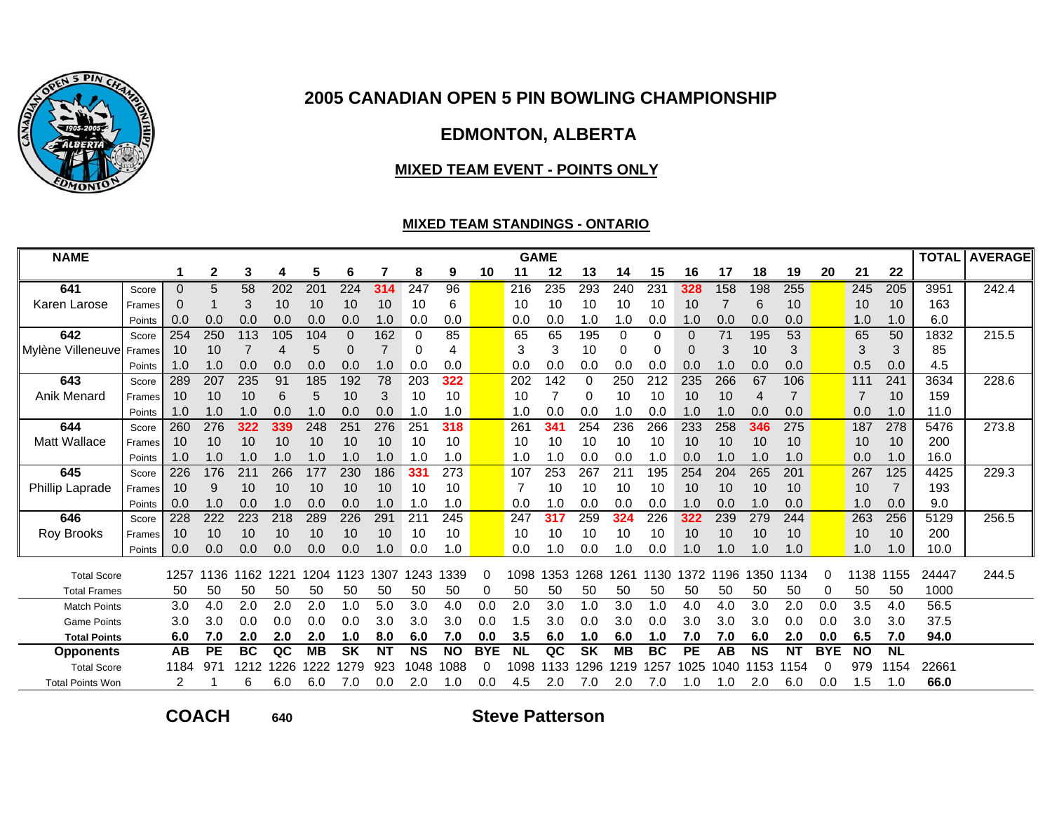# 2005 CANADIAN OPEN 5 PIN BOWLING CHAMPIONSHIP

## EDMONTON, ALBERTA

### MIXED TEAM EVENT - POINTS ONLY

### MIXED TEAM STANDINGS - ONTARIO

| NAME | | 1 | 2 | 3 | 4 | 5 | 6 | 7 | 8 | 9 | 10 | 11 | 12 | 13 | 14 | 15 | 16 | 17 | 18 | 19 | 20 | 21 | 22 | TOTAL | AVERAGE |
|---|---|---|---|---|---|---|---|---|---|---|---|---|---|---|---|---|---|---|---|---|---|---|---|---|---|
| 641 | Score | 0 | 5 | 58 | 202 | 201 | 224 | 314 | 247 | 96 | | 216 | 235 | 293 | 240 | 231 | 328 | 158 | 198 | 255 | | 245 | 205 | 3951 | 242.4 |
| Karen Larose | Frames | 0 | 1 | 3 | 10 | 10 | 10 | 10 | 10 | 6 | | 10 | 10 | 10 | 10 | 10 | 10 | 7 | 6 | 10 | | 10 | 10 | 163 | |
| | Points | 0.0 | 0.0 | 0.0 | 0.0 | 0.0 | 0.0 | 1.0 | 0.0 | 0.0 | | 0.0 | 0.0 | 1.0 | 1.0 | 0.0 | 1.0 | 0.0 | 0.0 | 0.0 | | 1.0 | 1.0 | 6.0 | |
| 642 | Score | 254 | 250 | 113 | 105 | 104 | 0 | 162 | 0 | 85 | | 65 | 65 | 195 | 0 | 0 | 0 | 71 | 195 | 53 | | 65 | 50 | 1832 | 215.5 |
| Mylène Villeneuve | Frames | 10 | 10 | 7 | 4 | 5 | 0 | 7 | 0 | 4 | | 3 | 3 | 10 | 0 | 0 | 0 | 3 | 10 | 3 | | 3 | 3 | 85 | |
| | Points | 1.0 | 1.0 | 0.0 | 0.0 | 0.0 | 0.0 | 1.0 | 0.0 | 0.0 | | 0.0 | 0.0 | 0.0 | 0.0 | 0.0 | 0.0 | 1.0 | 0.0 | 0.0 | | 0.5 | 0.0 | 4.5 | |
| 643 | Score | 289 | 207 | 235 | 91 | 185 | 192 | 78 | 203 | 322 | | 202 | 142 | 0 | 250 | 212 | 235 | 266 | 67 | 106 | | 111 | 241 | 3634 | 228.6 |
| Anik Menard | Frames | 10 | 10 | 10 | 6 | 5 | 10 | 3 | 10 | 10 | | 10 | 7 | 0 | 10 | 10 | 10 | 10 | 4 | 7 | | 7 | 10 | 159 | |
| | Points | 1.0 | 1.0 | 1.0 | 0.0 | 1.0 | 0.0 | 0.0 | 1.0 | 1.0 | | 1.0 | 0.0 | 0.0 | 1.0 | 0.0 | 1.0 | 1.0 | 0.0 | 0.0 | | 0.0 | 1.0 | 11.0 | |
| 644 | Score | 260 | 276 | 322 | 339 | 248 | 251 | 276 | 251 | 318 | | 261 | 341 | 254 | 236 | 266 | 233 | 258 | 346 | 275 | | 187 | 278 | 5476 | 273.8 |
| Matt Wallace | Frames | 10 | 10 | 10 | 10 | 10 | 10 | 10 | 10 | 10 | | 10 | 10 | 10 | 10 | 10 | 10 | 10 | 10 | 10 | | 10 | 10 | 200 | |
| | Points | 1.0 | 1.0 | 1.0 | 1.0 | 1.0 | 1.0 | 1.0 | 1.0 | 1.0 | | 1.0 | 1.0 | 0.0 | 0.0 | 1.0 | 0.0 | 1.0 | 1.0 | 1.0 | | 0.0 | 1.0 | 16.0 | |
| 645 | Score | 226 | 176 | 211 | 266 | 177 | 230 | 186 | 331 | 273 | | 107 | 253 | 267 | 211 | 195 | 254 | 204 | 265 | 201 | | 267 | 125 | 4425 | 229.3 |
| Phillip Laprade | Frames | 10 | 9 | 10 | 10 | 10 | 10 | 10 | 10 | 10 | | 7 | 10 | 10 | 10 | 10 | 10 | 10 | 10 | 10 | | 10 | 7 | 193 | |
| | Points | 0.0 | 1.0 | 0.0 | 1.0 | 0.0 | 0.0 | 1.0 | 1.0 | 1.0 | | 0.0 | 1.0 | 0.0 | 0.0 | 0.0 | 1.0 | 0.0 | 1.0 | 0.0 | | 1.0 | 0.0 | 9.0 | |
| 646 | Score | 228 | 222 | 223 | 218 | 289 | 226 | 291 | 211 | 245 | | 247 | 317 | 259 | 324 | 226 | 322 | 239 | 279 | 244 | | 263 | 256 | 5129 | 256.5 |
| Roy Brooks | Frames | 10 | 10 | 10 | 10 | 10 | 10 | 10 | 10 | 10 | | 10 | 10 | 10 | 10 | 10 | 10 | 10 | 10 | 10 | | 10 | 10 | 200 | |
| | Points | 0.0 | 0.0 | 0.0 | 0.0 | 0.0 | 0.0 | 1.0 | 0.0 | 1.0 | | 0.0 | 1.0 | 0.0 | 1.0 | 0.0 | 1.0 | 1.0 | 1.0 | 1.0 | | 1.0 | 1.0 | 10.0 | |
| Total Score | | 1257 | 1136 | 1162 | 1221 | 1204 | 1123 | 1307 | 1243 | 1339 | 0 | 1098 | 1353 | 1268 | 1261 | 1130 | 1372 | 1196 | 1350 | 1134 | 0 | 1138 | 1155 | 24447 | 244.5 |
| Total Frames | | 50 | 50 | 50 | 50 | 50 | 50 | 50 | 50 | 50 | 0 | 50 | 50 | 50 | 50 | 50 | 50 | 50 | 50 | 50 | 0 | 50 | 50 | 1000 | |
| Match Points | | 3.0 | 4.0 | 2.0 | 2.0 | 2.0 | 1.0 | 5.0 | 3.0 | 4.0 | 0.0 | 2.0 | 3.0 | 1.0 | 3.0 | 1.0 | 4.0 | 4.0 | 3.0 | 2.0 | 0.0 | 3.5 | 4.0 | 56.5 | |
| Game Points | | 3.0 | 3.0 | 0.0 | 0.0 | 0.0 | 0.0 | 3.0 | 3.0 | 3.0 | 0.0 | 1.5 | 3.0 | 0.0 | 3.0 | 0.0 | 3.0 | 3.0 | 3.0 | 0.0 | 0.0 | 3.0 | 3.0 | 37.5 | |
| **Total Points** | | **6.0** | **7.0** | **2.0** | **2.0** | **2.0** | **1.0** | **8.0** | **6.0** | **7.0** | **0.0** | **3.5** | **6.0** | **1.0** | **6.0** | **1.0** | **7.0** | **7.0** | **6.0** | **2.0** | **0.0** | **6.5** | **7.0** | **94.0** | |
| **Opponents** | | **AB** | **PE** | **BC** | **QC** | **MB** | **SK** | **NT** | **NS** | **NO** | **BYE** | **NL** | **QC** | **SK** | **MB** | **BC** | **PE** | **AB** | **NS** | **NT** | **BYE** | **NO** | **NL** | | |
| Total Score | | 1184 | 971 | 1212 | 1226 | 1222 | 1279 | 923 | 1048 | 1088 | 0 | 1098 | 1133 | 1296 | 1219 | 1257 | 1025 | 1040 | 1153 | 1154 | 0 | 979 | 1154 | 22661 | |
| Total Points Won | | 2 | 1 | 6 | 6.0 | 6.0 | 7.0 | 0.0 | 2.0 | 1.0 | 0.0 | 4.5 | 2.0 | 7.0 | 2.0 | 7.0 | 1.0 | 1.0 | 2.0 | 6.0 | 0.0 | 1.5 | 1.0 | **66.0** | |

**COACH** 640 **Steve Patterson**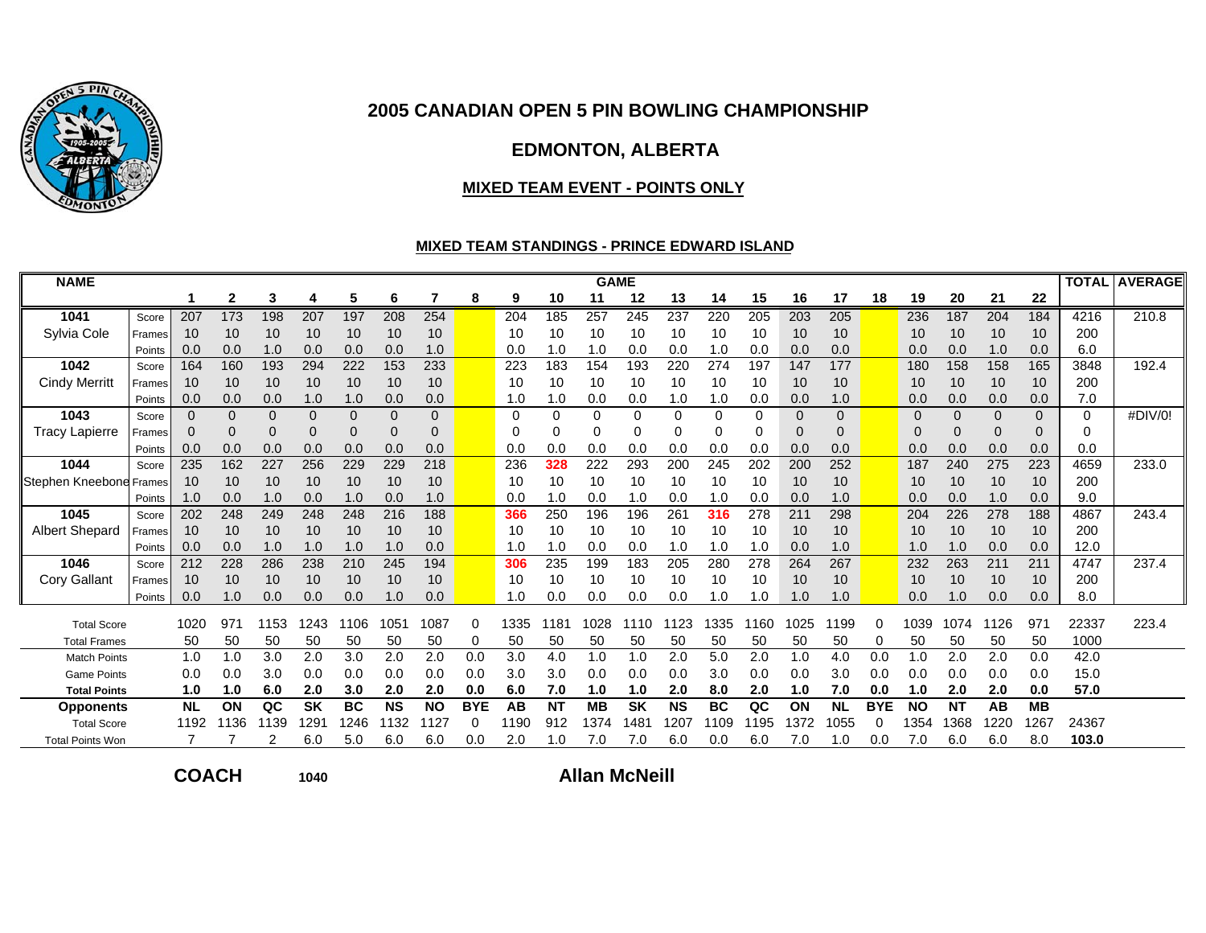# 2005 CANADIAN OPEN 5 PIN BOWLING CHAMPIONSHIP

## EDMONTON, ALBERTA

### MIXED TEAM EVENT - POINTS ONLY

#### MIXED TEAM STANDINGS - PRINCE EDWARD ISLAND

| NAME | | 1 | 2 | 3 | 4 | 5 | 6 | 7 | 8 | 9 | 10 | 11 | 12 | 13 | 14 | 15 | 16 | 17 | 18 | 19 | 20 | 21 | 22 | TOTAL | AVERAGE |
|---|---|---|---|---|---|---|---|---|---|---|---|---|---|---|---|---|---|---|---|---|---|---|---|---|---|
| **1041** | Score | 207 | 173 | 198 | 207 | 197 | 208 | 254 | | 204 | 185 | 257 | 245 | 237 | 220 | 205 | 203 | 205 | | 236 | 187 | 204 | 184 | 4216 | 210.8 |
| Sylvia Cole | Frames | 10 | 10 | 10 | 10 | 10 | 10 | 10 | | 10 | 10 | 10 | 10 | 10 | 10 | 10 | 10 | 10 | | 10 | 10 | 10 | 10 | 200 | |
| | Points | 0.0 | 0.0 | 1.0 | 0.0 | 0.0 | 0.0 | 1.0 | | 0.0 | 1.0 | 1.0 | 0.0 | 0.0 | 1.0 | 0.0 | 0.0 | 0.0 | | 0.0 | 0.0 | 1.0 | 0.0 | 6.0 | |
| **1042** | Score | 164 | 160 | 193 | 294 | 222 | 153 | 233 | | 223 | 183 | 154 | 193 | 220 | 274 | 197 | 147 | 177 | | 180 | 158 | 158 | 165 | 3848 | 192.4 |
| Cindy Merritt | Frames | 10 | 10 | 10 | 10 | 10 | 10 | 10 | | 10 | 10 | 10 | 10 | 10 | 10 | 10 | 10 | 10 | | 10 | 10 | 10 | 10 | 200 | |
| | Points | 0.0 | 0.0 | 0.0 | 1.0 | 1.0 | 0.0 | 0.0 | | 1.0 | 1.0 | 0.0 | 0.0 | 1.0 | 1.0 | 0.0 | 0.0 | 1.0 | | 0.0 | 0.0 | 0.0 | 0.0 | 7.0 | |
| **1043** | Score | 0 | 0 | 0 | 0 | 0 | 0 | 0 | | 0 | 0 | 0 | 0 | 0 | 0 | 0 | 0 | 0 | | 0 | 0 | 0 | 0 | 0 | #DIV/0! |
| Tracy Lapierre | Frames | 0 | 0 | 0 | 0 | 0 | 0 | 0 | | 0 | 0 | 0 | 0 | 0 | 0 | 0 | 0 | 0 | | 0 | 0 | 0 | 0 | 0 | |
| | Points | 0.0 | 0.0 | 0.0 | 0.0 | 0.0 | 0.0 | 0.0 | | 0.0 | 0.0 | 0.0 | 0.0 | 0.0 | 0.0 | 0.0 | 0.0 | 0.0 | | 0.0 | 0.0 | 0.0 | 0.0 | 0.0 | |
| **1044** | Score | 235 | 162 | 227 | 256 | 229 | 229 | 218 | | 236 | **328** | 222 | 293 | 200 | 245 | 202 | 200 | 252 | | 187 | 240 | 275 | 223 | 4659 | 233.0 |
| Stephen Kneebone | Frames | 10 | 10 | 10 | 10 | 10 | 10 | 10 | | 10 | 10 | 10 | 10 | 10 | 10 | 10 | 10 | 10 | | 10 | 10 | 10 | 10 | 200 | |
| | Points | 1.0 | 0.0 | 1.0 | 0.0 | 1.0 | 0.0 | 1.0 | | 0.0 | 1.0 | 0.0 | 1.0 | 0.0 | 1.0 | 0.0 | 0.0 | 1.0 | | 0.0 | 0.0 | 1.0 | 0.0 | 9.0 | |
| **1045** | Score | 202 | 248 | 249 | 248 | 248 | 216 | 188 | | **366** | 250 | 196 | 196 | 261 | **316** | 278 | 211 | 298 | | 204 | 226 | 278 | 188 | 4867 | 243.4 |
| Albert Shepard | Frames | 10 | 10 | 10 | 10 | 10 | 10 | 10 | | 10 | 10 | 10 | 10 | 10 | 10 | 10 | 10 | 10 | | 10 | 10 | 10 | 10 | 200 | |
| | Points | 0.0 | 0.0 | 1.0 | 1.0 | 1.0 | 1.0 | 0.0 | | 1.0 | 1.0 | 0.0 | 0.0 | 1.0 | 1.0 | 1.0 | 0.0 | 1.0 | | 1.0 | 1.0 | 0.0 | 0.0 | 12.0 | |
| **1046** | Score | 212 | 228 | 286 | 238 | 210 | 245 | 194 | | **306** | 235 | 199 | 183 | 205 | 280 | 278 | 264 | 267 | | 232 | 263 | 211 | 211 | 4747 | 237.4 |
| Cory Gallant | Frames | 10 | 10 | 10 | 10 | 10 | 10 | 10 | | 10 | 10 | 10 | 10 | 10 | 10 | 10 | 10 | 10 | | 10 | 10 | 10 | 10 | 200 | |
| | Points | 0.0 | 1.0 | 0.0 | 0.0 | 0.0 | 1.0 | 0.0 | | 1.0 | 0.0 | 0.0 | 0.0 | 0.0 | 1.0 | 1.0 | 1.0 | 1.0 | | 0.0 | 1.0 | 0.0 | 0.0 | 8.0 | |
| Total Score | | 1020 | 971 | 1153 | 1243 | 1106 | 1051 | 1087 | 0 | 1335 | 1181 | 1028 | 1110 | 1123 | 1335 | 1160 | 1025 | 1199 | 0 | 1039 | 1074 | 1126 | 971 | 22337 | 223.4 |
| Total Frames | | 50 | 50 | 50 | 50 | 50 | 50 | 50 | 0 | 50 | 50 | 50 | 50 | 50 | 50 | 50 | 50 | 50 | 0 | 50 | 50 | 50 | 50 | 1000 | |
| Match Points | | 1.0 | 1.0 | 3.0 | 2.0 | 3.0 | 2.0 | 2.0 | 0.0 | 3.0 | 4.0 | 1.0 | 1.0 | 2.0 | 5.0 | 2.0 | 1.0 | 4.0 | 0.0 | 1.0 | 2.0 | 2.0 | 0.0 | 42.0 | |
| Game Points | | 0.0 | 0.0 | 3.0 | 0.0 | 0.0 | 0.0 | 0.0 | 0.0 | 3.0 | 3.0 | 0.0 | 0.0 | 0.0 | 3.0 | 0.0 | 0.0 | 3.0 | 0.0 | 0.0 | 0.0 | 0.0 | 0.0 | 15.0 | |
| **Total Points** | | **1.0** | **1.0** | **6.0** | **2.0** | **3.0** | **2.0** | **2.0** | **0.0** | **6.0** | **7.0** | **1.0** | **1.0** | **2.0** | **8.0** | **2.0** | **1.0** | **7.0** | **0.0** | **1.0** | **2.0** | **2.0** | **0.0** | **57.0** | |
| **Opponents** | | **NL** | **ON** | **QC** | **SK** | **BC** | **NS** | **NO** | **BYE** | **AB** | **NT** | **MB** | **SK** | **NS** | **BC** | **QC** | **ON** | **NL** | **BYE** | **NO** | **NT** | **AB** | **MB** | | |
| Total Score | | 1192 | 1136 | 1139 | 1291 | 1246 | 1132 | 1127 | 0 | 1190 | 912 | 1374 | 1481 | 1207 | 1109 | 1195 | 1372 | 1055 | 0 | 1354 | 1368 | 1220 | 1267 | 24367 | |
| Total Points Won | | 7 | 7 | 2 | 6.0 | 5.0 | 6.0 | 6.0 | 0.0 | 2.0 | 1.0 | 7.0 | 7.0 | 6.0 | 0.0 | 6.0 | 7.0 | 1.0 | 0.0 | 7.0 | 6.0 | 6.0 | 8.0 | **103.0** | |

**COACH** 1040 **Allan McNeill**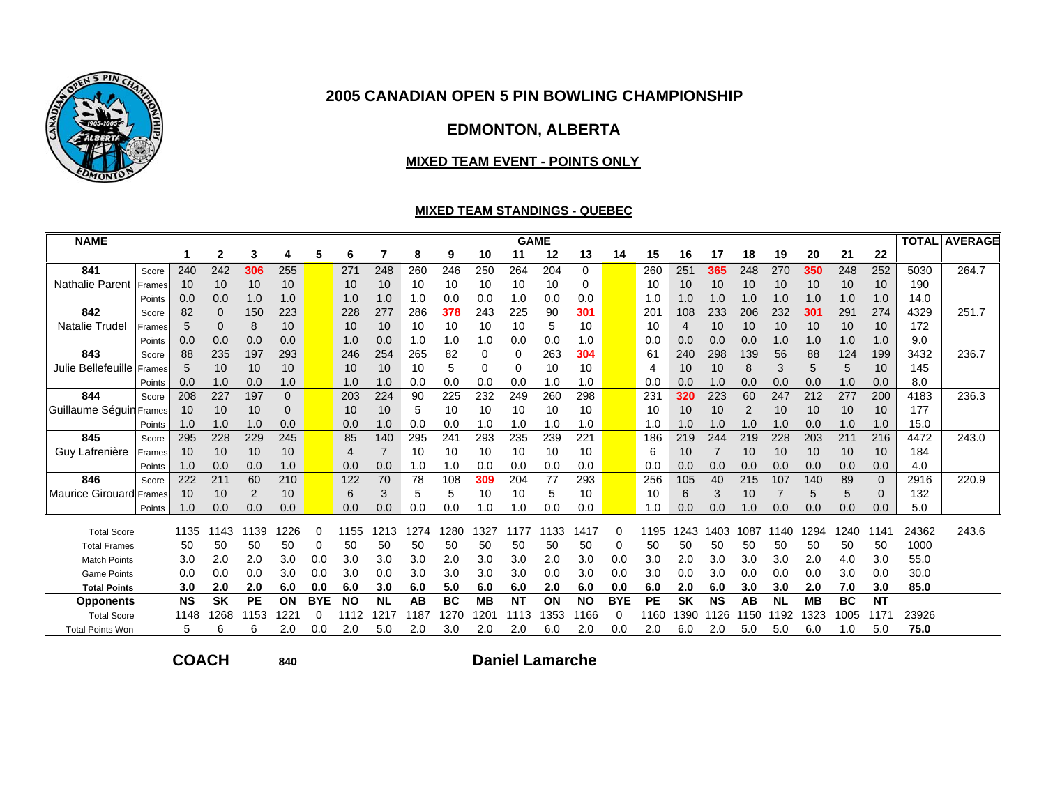# 2005 CANADIAN OPEN 5 PIN BOWLING CHAMPIONSHIP

## EDMONTON, ALBERTA

### MIXED TEAM EVENT - POINTS ONLY

#### MIXED TEAM STANDINGS - QUEBEC

| NAME | | 1 | 2 | 3 | 4 | 5 | 6 | 7 | 8 | 9 | 10 | 11 | 12 | 13 | 14 | 15 | 16 | 17 | 18 | 19 | 20 | 21 | 22 | TOTAL | AVERAGE |
|---|---|---|---|---|---|---|---|---|---|---|---|---|---|---|---|---|---|---|---|---|---|---|---|---|---|
| 841 | Score | 240 | 242 | 306 | 255 | | 271 | 248 | 260 | 246 | 250 | 264 | 204 | 0 | | 260 | 251 | 365 | 248 | 270 | 350 | 248 | 252 | 5030 | 264.7 |
| Nathalie Parent | Frames | 10 | 10 | 10 | 10 | | 10 | 10 | 10 | 10 | 10 | 10 | 10 | 0 | | 10 | 10 | 10 | 10 | 10 | 10 | 10 | 10 | 190 | |
| | Points | 0.0 | 0.0 | 1.0 | 1.0 | | 1.0 | 1.0 | 1.0 | 0.0 | 0.0 | 1.0 | 0.0 | 0.0 | | 1.0 | 1.0 | 1.0 | 1.0 | 1.0 | 1.0 | 1.0 | 1.0 | 14.0 | |
| 842 | Score | 82 | 0 | 150 | 223 | | 228 | 277 | 286 | 378 | 243 | 225 | 90 | 301 | | 201 | 108 | 233 | 206 | 232 | 301 | 291 | 274 | 4329 | 251.7 |
| Natalie Trudel | Frames | 5 | 0 | 8 | 10 | | 10 | 10 | 10 | 10 | 10 | 10 | 5 | 10 | | 10 | 4 | 10 | 10 | 10 | 10 | 10 | 10 | 172 | |
| | Points | 0.0 | 0.0 | 0.0 | 0.0 | | 1.0 | 0.0 | 1.0 | 1.0 | 1.0 | 0.0 | 0.0 | 1.0 | | 0.0 | 0.0 | 0.0 | 0.0 | 1.0 | 1.0 | 1.0 | 1.0 | 9.0 | |
| 843 | Score | 88 | 235 | 197 | 293 | | 246 | 254 | 265 | 82 | 0 | 0 | 263 | 304 | | 61 | 240 | 298 | 139 | 56 | 88 | 124 | 199 | 3432 | 236.7 |
| Julie Bellefeuille | Frames | 5 | 10 | 10 | 10 | | 10 | 10 | 10 | 5 | 0 | 0 | 10 | 10 | | 4 | 10 | 10 | 8 | 3 | 5 | 5 | 10 | 145 | |
| | Points | 0.0 | 1.0 | 0.0 | 1.0 | | 1.0 | 1.0 | 0.0 | 0.0 | 0.0 | 0.0 | 1.0 | 1.0 | | 0.0 | 0.0 | 1.0 | 0.0 | 0.0 | 0.0 | 1.0 | 0.0 | 8.0 | |
| 844 | Score | 208 | 227 | 197 | 0 | | 203 | 224 | 90 | 225 | 232 | 249 | 260 | 298 | | 231 | 320 | 223 | 60 | 247 | 212 | 277 | 200 | 4183 | 236.3 |
| Guillaume Séguin | Frames | 10 | 10 | 10 | 0 | | 10 | 10 | 5 | 10 | 10 | 10 | 10 | 10 | | 10 | 10 | 10 | 2 | 10 | 10 | 10 | 10 | 177 | |
| | Points | 1.0 | 1.0 | 1.0 | 0.0 | | 0.0 | 1.0 | 0.0 | 0.0 | 1.0 | 1.0 | 1.0 | 1.0 | | 1.0 | 1.0 | 1.0 | 1.0 | 1.0 | 0.0 | 1.0 | 1.0 | 15.0 | |
| 845 | Score | 295 | 228 | 229 | 245 | | 85 | 140 | 295 | 241 | 293 | 235 | 239 | 221 | | 186 | 219 | 244 | 219 | 228 | 203 | 211 | 216 | 4472 | 243.0 |
| Guy Lafrenière | Frames | 10 | 10 | 10 | 10 | | 4 | 7 | 10 | 10 | 10 | 10 | 10 | 10 | | 6 | 10 | 10 | 10 | 10 | 10 | 10 | 10 | 184 | |
| | Points | 1.0 | 0.0 | 0.0 | 1.0 | | 0.0 | 0.0 | 1.0 | 1.0 | 0.0 | 0.0 | 0.0 | 0.0 | | 0.0 | 0.0 | 0.0 | 0.0 | 0.0 | 0.0 | 0.0 | 0.0 | 4.0 | |
| 846 | Score | 222 | 211 | 60 | 210 | | 122 | 70 | 78 | 108 | 309 | 204 | 77 | 293 | | 256 | 105 | 40 | 215 | 107 | 140 | 89 | 0 | 2916 | 220.9 |
| Maurice Girouard | Frames | 10 | 10 | 2 | 10 | | 6 | 3 | 5 | 5 | 10 | 10 | 5 | 10 | | 10 | 6 | 3 | 10 | 7 | 5 | 5 | 0 | 132 | |
| | Points | 1.0 | 0.0 | 0.0 | 0.0 | | 0.0 | 0.0 | 0.0 | 0.0 | 1.0 | 1.0 | 0.0 | 0.0 | | 1.0 | 0.0 | 0.0 | 1.0 | 0.0 | 0.0 | 0.0 | 0.0 | 5.0 | |
| Total Score | | 1135 | 1143 | 1139 | 1226 | 0 | 1155 | 1213 | 1274 | 1280 | 1327 | 1177 | 1133 | 1417 | 0 | 1195 | 1243 | 1403 | 1087 | 1140 | 1294 | 1240 | 1141 | 24362 | 243.6 |
| Total Frames | | 50 | 50 | 50 | 50 | 0 | 50 | 50 | 50 | 50 | 50 | 50 | 50 | 50 | 0 | 50 | 50 | 50 | 50 | 50 | 50 | 50 | 50 | 1000 | |
| Match Points | | 3.0 | 2.0 | 2.0 | 3.0 | 0.0 | 3.0 | 3.0 | 3.0 | 2.0 | 3.0 | 3.0 | 2.0 | 3.0 | 0.0 | 3.0 | 2.0 | 3.0 | 3.0 | 3.0 | 2.0 | 4.0 | 3.0 | 55.0 | |
| Game Points | | 0.0 | 0.0 | 0.0 | 3.0 | 0.0 | 3.0 | 0.0 | 3.0 | 3.0 | 3.0 | 3.0 | 0.0 | 3.0 | 0.0 | 3.0 | 0.0 | 3.0 | 0.0 | 0.0 | 0.0 | 3.0 | 0.0 | 30.0 | |
| **Total Points** | | **3.0** | **2.0** | **2.0** | **6.0** | **0.0** | **6.0** | **3.0** | **6.0** | **5.0** | **6.0** | **6.0** | **2.0** | **6.0** | **0.0** | **6.0** | **2.0** | **6.0** | **3.0** | **3.0** | **2.0** | **7.0** | **3.0** | **85.0** | |
| **Opponents** | | **NS** | **SK** | **PE** | **ON** | **BYE** | **NO** | **NL** | **AB** | **BC** | **MB** | **NT** | **ON** | **NO** | **BYE** | **PE** | **SK** | **NS** | **AB** | **NL** | **MB** | **BC** | **NT** | | |
| Total Score | | 1148 | 1268 | 1153 | 1221 | 0 | 1112 | 1217 | 1187 | 1270 | 1201 | 1113 | 1353 | 1166 | 0 | 1160 | 1390 | 1126 | 1150 | 1192 | 1323 | 1005 | 1171 | 23926 | |
| Total Points Won | | 5 | 6 | 6 | 2.0 | 0.0 | 2.0 | 5.0 | 2.0 | 3.0 | 2.0 | 2.0 | 6.0 | 2.0 | 0.0 | 2.0 | 6.0 | 2.0 | 5.0 | 5.0 | 6.0 | 1.0 | 5.0 | **75.0** | |

**COACH** 840 **Daniel Lamarche**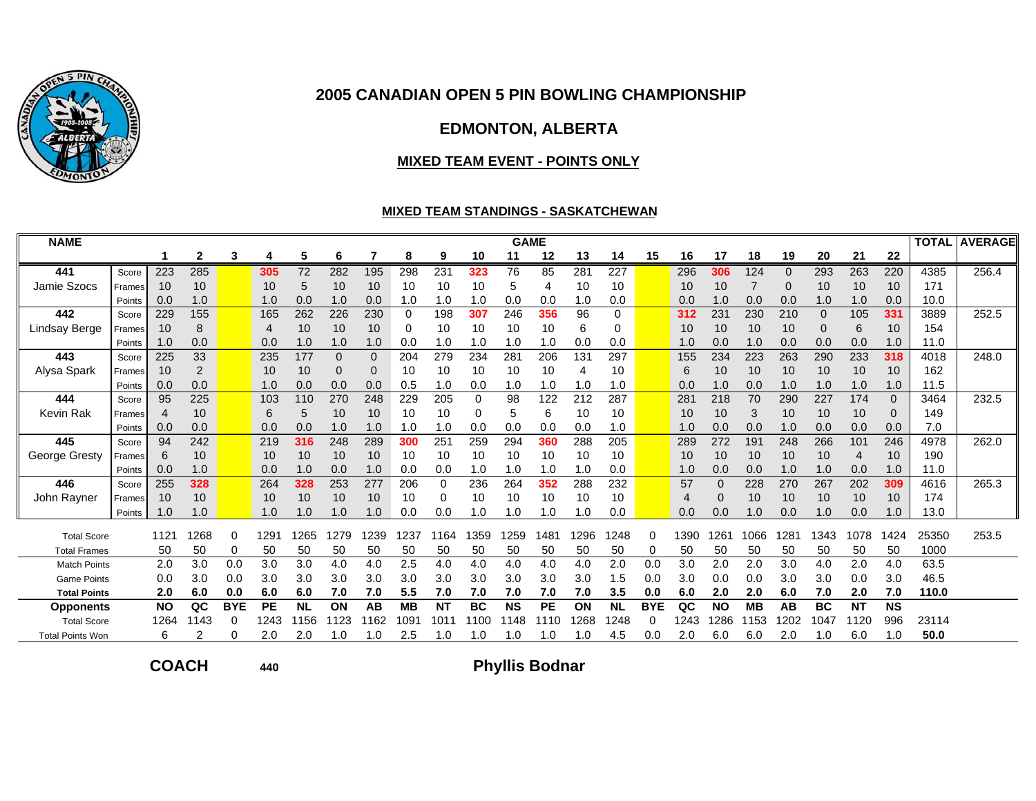## 2005 CANADIAN OPEN 5 PIN BOWLING CHAMPIONSHIP

## EDMONTON, ALBERTA

### MIXED TEAM EVENT - POINTS ONLY

#### MIXED TEAM STANDINGS - SASKATCHEWAN

| NAME | | 1 | 2 | 3 | 4 | 5 | 6 | 7 | 8 | 9 | 10 | 11 | 12 | 13 | 14 | 15 | 16 | 17 | 18 | 19 | 20 | 21 | 22 | TOTAL | AVERAGE |
|---|---|---|---|---|---|---|---|---|---|---|---|---|---|---|---|---|---|---|---|---|---|---|---|---|---|
| **441** | Score | 223 | 285 | | 305 | 72 | 282 | 195 | 298 | 231 | 323 | 76 | 85 | 281 | 227 | | 296 | 306 | 124 | 0 | 293 | 263 | 220 | 4385 | 256.4 |
| Jamie Szocs | Frames | 10 | 10 | | 10 | 5 | 10 | 10 | 10 | 10 | 10 | 5 | 4 | 10 | 10 | | 10 | 10 | 7 | 0 | 10 | 10 | 10 | 171 | |
| | Points | 0.0 | 1.0 | | 1.0 | 0.0 | 1.0 | 0.0 | 1.0 | 1.0 | 1.0 | 0.0 | 0.0 | 1.0 | 0.0 | | 0.0 | 1.0 | 0.0 | 0.0 | 1.0 | 1.0 | 0.0 | 10.0 | |
| **442** | Score | 229 | 155 | | 165 | 262 | 226 | 230 | 0 | 198 | 307 | 246 | 356 | 96 | 0 | | 312 | 231 | 230 | 210 | 0 | 105 | 331 | 3889 | 252.5 |
| Lindsay Berge | Frames | 10 | 8 | | 4 | 10 | 10 | 10 | 0 | 10 | 10 | 10 | 10 | 6 | 0 | | 10 | 10 | 10 | 10 | 0 | 6 | 10 | 154 | |
| | Points | 1.0 | 0.0 | | 0.0 | 1.0 | 1.0 | 1.0 | 0.0 | 1.0 | 1.0 | 1.0 | 1.0 | 0.0 | 0.0 | | 1.0 | 0.0 | 1.0 | 0.0 | 0.0 | 0.0 | 1.0 | 11.0 | |
| **443** | Score | 225 | 33 | | 235 | 177 | 0 | 0 | 204 | 279 | 234 | 281 | 206 | 131 | 297 | | 155 | 234 | 223 | 263 | 290 | 233 | 318 | 4018 | 248.0 |
| Alysa Spark | Frames | 10 | 2 | | 10 | 10 | 0 | 0 | 10 | 10 | 10 | 10 | 10 | 4 | 10 | | 6 | 10 | 10 | 10 | 10 | 10 | 10 | 162 | |
| | Points | 0.0 | 0.0 | | 1.0 | 0.0 | 0.0 | 0.0 | 0.5 | 1.0 | 0.0 | 1.0 | 1.0 | 1.0 | 1.0 | | 0.0 | 1.0 | 0.0 | 1.0 | 1.0 | 1.0 | 1.0 | 11.5 | |
| **444** | Score | 95 | 225 | | 103 | 110 | 270 | 248 | 229 | 205 | 0 | 98 | 122 | 212 | 287 | | 281 | 218 | 70 | 290 | 227 | 174 | 0 | 3464 | 232.5 |
| Kevin Rak | Frames | 4 | 10 | | 6 | 5 | 10 | 10 | 10 | 10 | 0 | 5 | 6 | 10 | 10 | | 10 | 10 | 3 | 10 | 10 | 10 | 0 | 149 | |
| | Points | 0.0 | 0.0 | | 0.0 | 0.0 | 1.0 | 1.0 | 1.0 | 1.0 | 0.0 | 0.0 | 0.0 | 0.0 | 1.0 | | 1.0 | 0.0 | 0.0 | 1.0 | 0.0 | 0.0 | 0.0 | 7.0 | |
| **445** | Score | 94 | 242 | | 219 | 316 | 248 | 289 | 300 | 251 | 259 | 294 | 360 | 288 | 205 | | 289 | 272 | 191 | 248 | 266 | 101 | 246 | 4978 | 262.0 |
| George Gresty | Frames | 6 | 10 | | 10 | 10 | 10 | 10 | 10 | 10 | 10 | 10 | 10 | 10 | 10 | | 10 | 10 | 10 | 10 | 10 | 4 | 10 | 190 | |
| | Points | 0.0 | 1.0 | | 0.0 | 1.0 | 0.0 | 1.0 | 0.0 | 0.0 | 1.0 | 1.0 | 1.0 | 1.0 | 0.0 | | 1.0 | 0.0 | 0.0 | 1.0 | 1.0 | 0.0 | 1.0 | 11.0 | |
| **446** | Score | 255 | 328 | | 264 | 328 | 253 | 277 | 206 | 0 | 236 | 264 | 352 | 288 | 232 | | 57 | 0 | 228 | 270 | 267 | 202 | 309 | 4616 | 265.3 |
| John Rayner | Frames | 10 | 10 | | 10 | 10 | 10 | 10 | 10 | 0 | 10 | 10 | 10 | 10 | 10 | | 4 | 0 | 10 | 10 | 10 | 10 | 10 | 174 | |
| | Points | 1.0 | 1.0 | | 1.0 | 1.0 | 1.0 | 1.0 | 0.0 | 0.0 | 1.0 | 1.0 | 1.0 | 1.0 | 0.0 | | 0.0 | 0.0 | 1.0 | 0.0 | 1.0 | 0.0 | 1.0 | 13.0 | |
| Total Score | | 1121 | 1268 | 0 | 1291 | 1265 | 1279 | 1239 | 1237 | 1164 | 1359 | 1259 | 1481 | 1296 | 1248 | 0 | 1390 | 1261 | 1066 | 1281 | 1343 | 1078 | 1424 | 25350 | 253.5 |
| Total Frames | | 50 | 50 | 0 | 50 | 50 | 50 | 50 | 50 | 50 | 50 | 50 | 50 | 50 | 50 | 0 | 50 | 50 | 50 | 50 | 50 | 50 | 50 | 1000 | |
| Match Points | | 2.0 | 3.0 | 0.0 | 3.0 | 3.0 | 4.0 | 4.0 | 2.5 | 4.0 | 4.0 | 4.0 | 4.0 | 4.0 | 2.0 | 0.0 | 3.0 | 2.0 | 2.0 | 3.0 | 4.0 | 2.0 | 4.0 | 63.5 | |
| Game Points | | 0.0 | 3.0 | 0.0 | 3.0 | 3.0 | 3.0 | 3.0 | 3.0 | 3.0 | 3.0 | 3.0 | 3.0 | 3.0 | 1.5 | 0.0 | 3.0 | 0.0 | 0.0 | 3.0 | 3.0 | 0.0 | 3.0 | 46.5 | |
| **Total Points** | | **2.0** | **6.0** | **0.0** | **6.0** | **6.0** | **7.0** | **7.0** | **5.5** | **7.0** | **7.0** | **7.0** | **7.0** | **7.0** | **3.5** | **0.0** | **6.0** | **2.0** | **2.0** | **6.0** | **7.0** | **2.0** | **7.0** | **110.0** | |
| **Opponents** | | **NO** | **QC** | **BYE** | **PE** | **NL** | **ON** | **AB** | **MB** | **NT** | **BC** | **NS** | **PE** | **ON** | **NL** | **BYE** | **QC** | **NO** | **MB** | **AB** | **BC** | **NT** | **NS** | | |
| Total Score | | 1264 | 1143 | 0 | 1243 | 1156 | 1123 | 1162 | 1091 | 1011 | 1100 | 1148 | 1110 | 1268 | 1248 | 0 | 1243 | 1286 | 1153 | 1202 | 1047 | 1120 | 996 | 23114 | |
| Total Points Won | | 6 | 2 | 0 | 2.0 | 2.0 | 1.0 | 1.0 | 2.5 | 1.0 | 1.0 | 1.0 | 1.0 | 1.0 | 4.5 | 0.0 | 2.0 | 6.0 | 6.0 | 2.0 | 1.0 | 6.0 | 1.0 | **50.0** | |

**COACH** 440 **Phyllis Bodnar**